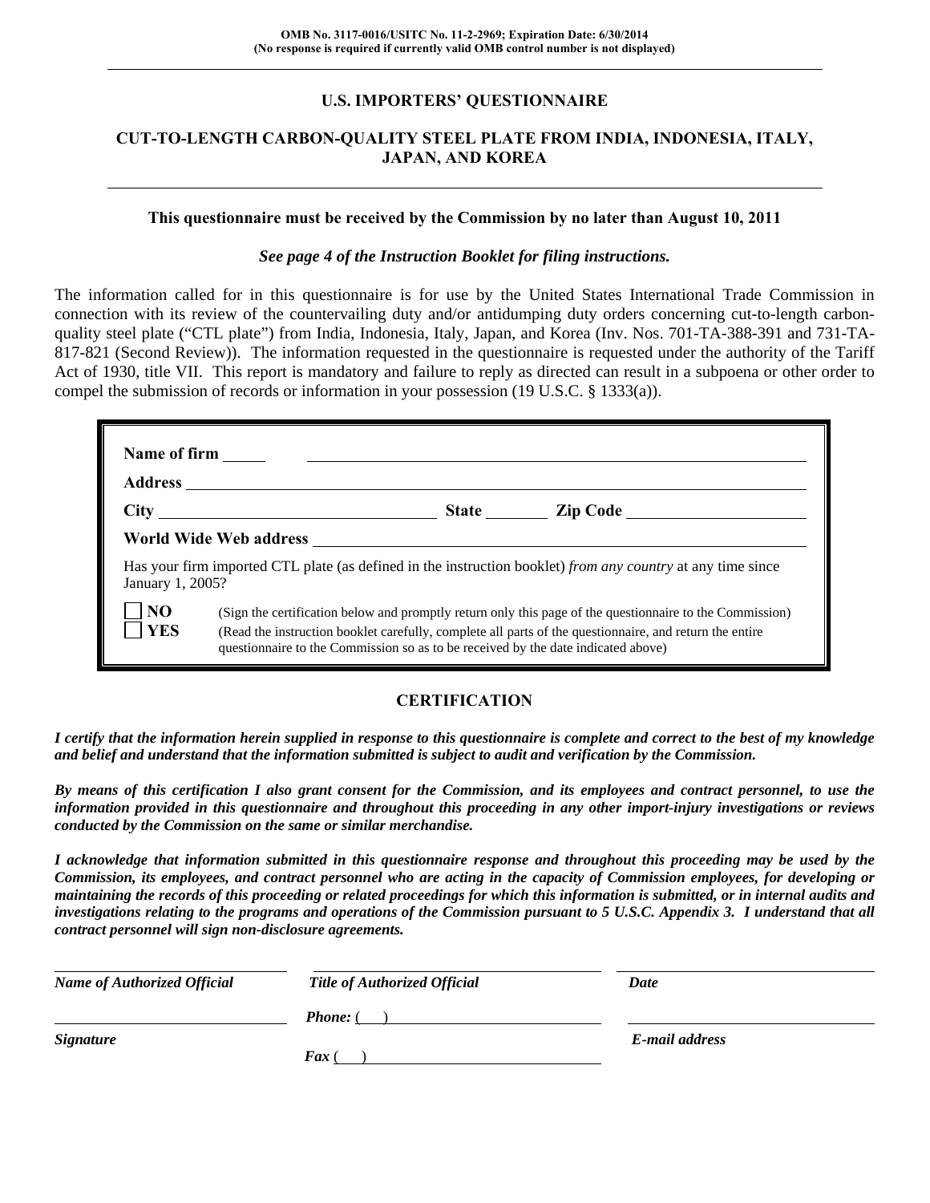OMB No. 3117-0016/USITC No. 11-2-2969; Expiration Date: 6/30/2014
(No response is required if currently valid OMB control number is not displayed)

# U.S. IMPORTERS' QUESTIONNAIRE

## CUT-TO-LENGTH CARBON-QUALITY STEEL PLATE FROM INDIA, INDONESIA, ITALY, JAPAN, AND KOREA

**This questionnaire must be received by the Commission by no later than August 10, 2011**

***See page 4 of the Instruction Booklet for filing instructions.***

The information called for in this questionnaire is for use by the United States International Trade Commission in connection with its review of the countervailing duty and/or antidumping duty orders concerning cut-to-length carbon-quality steel plate ("CTL plate") from India, Indonesia, Italy, Japan, and Korea (Inv. Nos. 701-TA-388-391 and 731-TA-817-821 (Second Review)). The information requested in the questionnaire is requested under the authority of the Tariff Act of 1930, title VII. This report is mandatory and failure to reply as directed can result in a subpoena or other order to compel the submission of records or information in your possession (19 U.S.C. § 1333(a)).

**Name of firm** ______________________________

**Address** ______________________________

**City** ______________ **State** ________ **Zip Code** ______________

**World Wide Web address** ______________________________

Has your firm imported CTL plate (as defined in the instruction booklet) *from any country* at any time since January 1, 2005?

- ☐ **NO** (Sign the certification below and promptly return only this page of the questionnaire to the Commission)
- ☐ **YES** (Read the instruction booklet carefully, complete all parts of the questionnaire, and return the entire questionnaire to the Commission so as to be received by the date indicated above)

## CERTIFICATION

***I certify that the information herein supplied in response to this questionnaire is complete and correct to the best of my knowledge and belief and understand that the information submitted is subject to audit and verification by the Commission.***

***By means of this certification I also grant consent for the Commission, and its employees and contract personnel, to use the information provided in this questionnaire and throughout this proceeding in any other import-injury investigations or reviews conducted by the Commission on the same or similar merchandise.***

***I acknowledge that information submitted in this questionnaire response and throughout this proceeding may be used by the Commission, its employees, and contract personnel who are acting in the capacity of Commission employees, for developing or maintaining the records of this proceeding or related proceedings for which this information is submitted, or in internal audits and investigations relating to the programs and operations of the Commission pursuant to 5 U.S.C. Appendix 3. I understand that all contract personnel will sign non-disclosure agreements.***

| | | |
|---|---|---|
| ______________________ | ______________________ | ______________________ |
| ***Name of Authorized Official*** | ***Title of Authorized Official*** | ***Date*** |
| ______________________ | ***Phone:*** ( ) ______________ | ______________________ |
| ***Signature*** | ***Fax*** ( ) ______________ | ***E-mail address*** |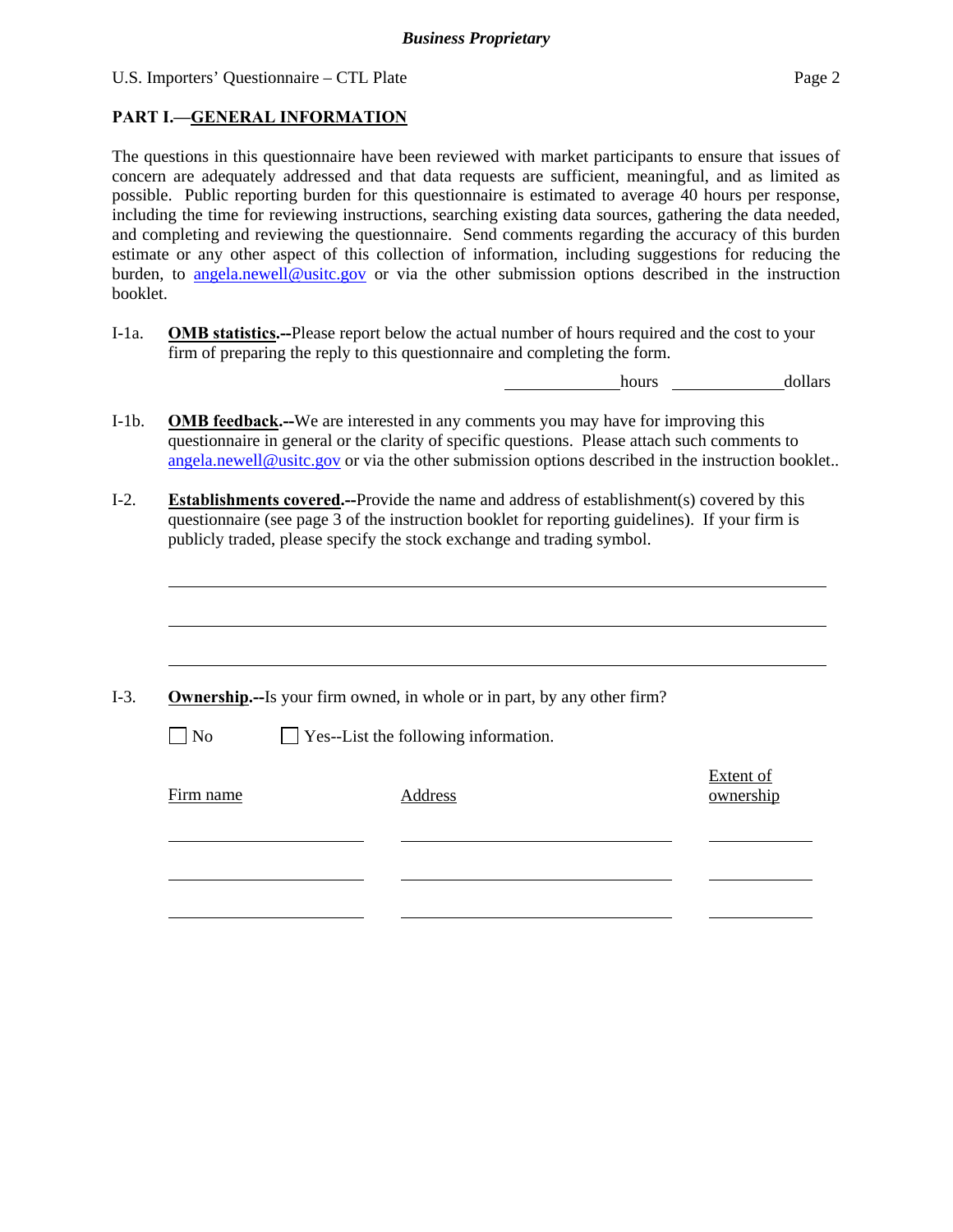## PART I.—GENERAL INFORMATION

The questions in this questionnaire have been reviewed with market participants to ensure that issues of concern are adequately addressed and that data requests are sufficient, meaningful, and as limited as possible. Public reporting burden for this questionnaire is estimated to average 40 hours per response, including the time for reviewing instructions, searching existing data sources, gathering the data needed, and completing and reviewing the questionnaire. Send comments regarding the accuracy of this burden estimate or any other aspect of this collection of information, including suggestions for reducing the burden, to angela.newell@usitc.gov or via the other submission options described in the instruction booklet.

I-1a. **OMB statistics.--**Please report below the actual number of hours required and the cost to your firm of preparing the reply to this questionnaire and completing the form.

_____________ hours _____________ dollars

I-1b. **OMB feedback.--**We are interested in any comments you may have for improving this questionnaire in general or the clarity of specific questions. Please attach such comments to angela.newell@usitc.gov or via the other submission options described in the instruction booklet..

I-2. **Establishments covered.--**Provide the name and address of establishment(s) covered by this questionnaire (see page 3 of the instruction booklet for reporting guidelines). If your firm is publicly traded, please specify the stock exchange and trading symbol.

_______________________________________________________________

_______________________________________________________________

_______________________________________________________________

I-3. **Ownership.--**Is your firm owned, in whole or in part, by any other firm?

☐ No ☐ Yes--List the following information.

| Firm name | Address | Extent of ownership |
|---|---|---|
| | | |
| | | |
| | | |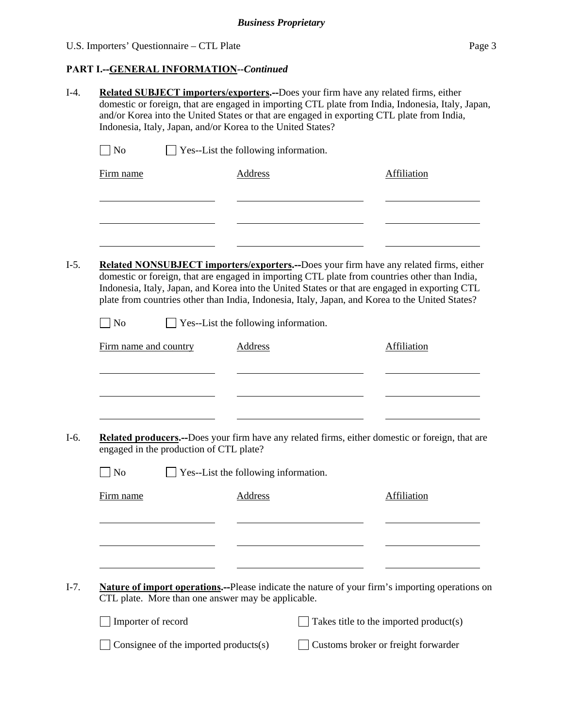**PART I.--GENERAL INFORMATION**--*Continued*

I-4. **Related SUBJECT importers/exporters.--**Does your firm have any related firms, either domestic or foreign, that are engaged in importing CTL plate from India, Indonesia, Italy, Japan, and/or Korea into the United States or that are engaged in exporting CTL plate from India, Indonesia, Italy, Japan, and/or Korea to the United States?

☐ No ☐ Yes--List the following information.

| Firm name | Address | Affiliation |
|---|---|---|
| | | |
| | | |
| | | |

I-5. **Related NONSUBJECT importers/exporters.--**Does your firm have any related firms, either domestic or foreign, that are engaged in importing CTL plate from countries other than India, Indonesia, Italy, Japan, and Korea into the United States or that are engaged in exporting CTL plate from countries other than India, Indonesia, Italy, Japan, and Korea to the United States?

☐ No ☐ Yes--List the following information.

| Firm name and country | Address | Affiliation |
|---|---|---|
| | | |
| | | |
| | | |

I-6. **Related producers.--**Does your firm have any related firms, either domestic or foreign, that are engaged in the production of CTL plate?

☐ No ☐ Yes--List the following information.

| Firm name | Address | Affiliation |
|---|---|---|
| | | |
| | | |
| | | |

I-7. **Nature of import operations.--**Please indicate the nature of your firm's importing operations on CTL plate. More than one answer may be applicable.

☐ Importer of record ☐ Takes title to the imported product(s)

☐ Consignee of the imported products(s) ☐ Customs broker or freight forwarder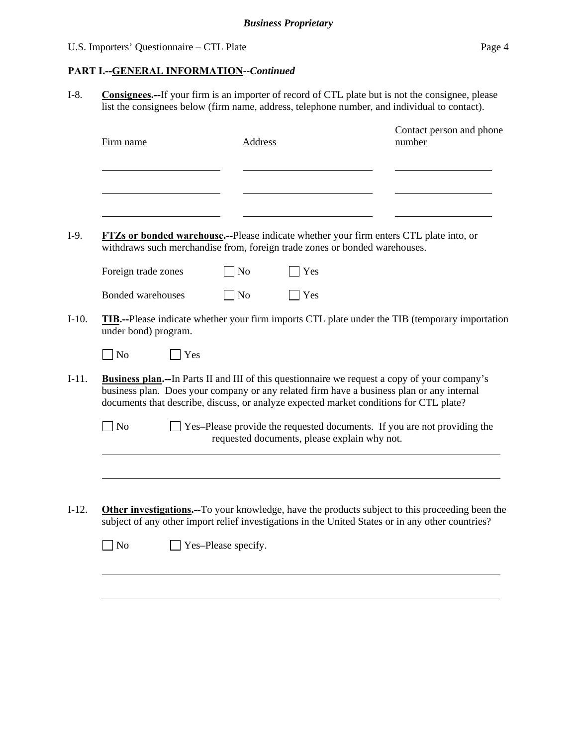**PART I.--GENERAL INFORMATION**--*Continued*

I-8. **Consignees.--**If your firm is an importer of record of CTL plate but is not the consignee, please list the consignees below (firm name, address, telephone number, and individual to contact).

| Firm name | Address | Contact person and phone number |
|---|---|---|
| | | |
| | | |
| | | |

I-9. **FTZs or bonded warehouse.--**Please indicate whether your firm enters CTL plate into, or withdraws such merchandise from, foreign trade zones or bonded warehouses.

Foreign trade zones ☐ No ☐ Yes

Bonded warehouses ☐ No ☐ Yes

I-10. **TIB.--**Please indicate whether your firm imports CTL plate under the TIB (temporary importation under bond) program.

☐ No ☐ Yes

I-11. **Business plan.--**In Parts II and III of this questionnaire we request a copy of your company's business plan. Does your company or any related firm have a business plan or any internal documents that describe, discuss, or analyze expected market conditions for CTL plate?

☐ No ☐ Yes–Please provide the requested documents. If you are not providing the requested documents, please explain why not.

______________________________________________________________________

______________________________________________________________________

I-12. **Other investigations.--**To your knowledge, have the products subject to this proceeding been the subject of any other import relief investigations in the United States or in any other countries?

☐ No ☐ Yes–Please specify.

______________________________________________________________________

______________________________________________________________________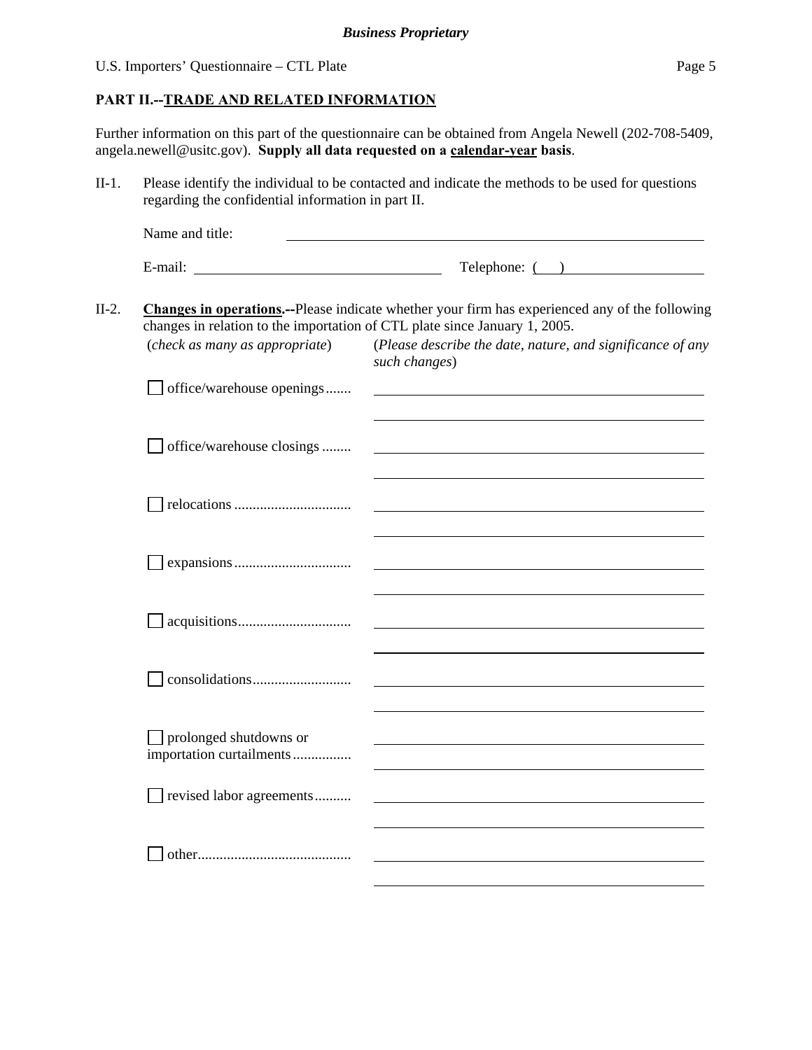## PART II.--TRADE AND RELATED INFORMATION

Further information on this part of the questionnaire can be obtained from Angela Newell (202-708-5409, angela.newell@usitc.gov). **Supply all data requested on a calendar-year basis**.

II-1. Please identify the individual to be contacted and indicate the methods to be used for questions regarding the confidential information in part II.

Name and title: ______________________________

E-mail: ______________________ Telephone: ( ) ______________

II-2. **Changes in operations.--**Please indicate whether your firm has experienced any of the following changes in relation to the importation of CTL plate since January 1, 2005.

| (*check as many as appropriate*) | (*Please describe the date, nature, and significance of any such changes*) |
|---|---|
| ☐ office/warehouse openings....... | ______________________________ |
| ☐ office/warehouse closings ........ | ______________________________ |
| ☐ relocations ................................ | ______________________________ |
| ☐ expansions................................ | ______________________________ |
| ☐ acquisitions............................... | ______________________________ |
| ☐ consolidations........................... | ______________________________ |
| ☐ prolonged shutdowns or importation curtailments................ | ______________________________ |
| ☐ revised labor agreements.......... | ______________________________ |
| ☐ other.......................................... | ______________________________ |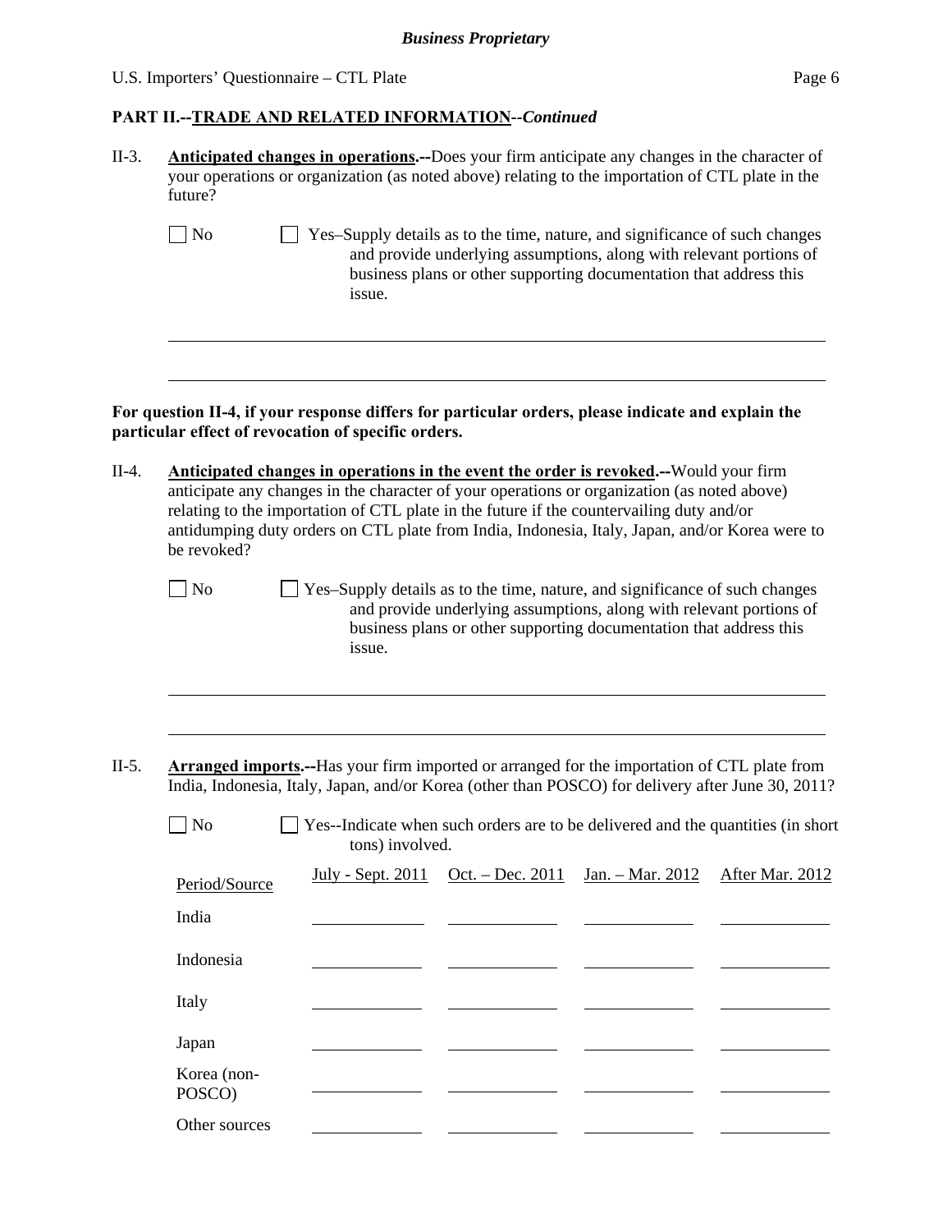## PART II.--TRADE AND RELATED INFORMATION--*Continued*

II-3. **Anticipated changes in operations.--**Does your firm anticipate any changes in the character of your operations or organization (as noted above) relating to the importation of CTL plate in the future?

☐ No ☐ Yes–Supply details as to the time, nature, and significance of such changes and provide underlying assumptions, along with relevant portions of business plans or other supporting documentation that address this issue.

______________________________________________________________________________

______________________________________________________________________________

**For question II-4, if your response differs for particular orders, please indicate and explain the particular effect of revocation of specific orders.**

II-4. **Anticipated changes in operations in the event the order is revoked.--**Would your firm anticipate any changes in the character of your operations or organization (as noted above) relating to the importation of CTL plate in the future if the countervailing duty and/or antidumping duty orders on CTL plate from India, Indonesia, Italy, Japan, and/or Korea were to be revoked?

☐ No ☐ Yes–Supply details as to the time, nature, and significance of such changes and provide underlying assumptions, along with relevant portions of business plans or other supporting documentation that address this issue.

______________________________________________________________________________

______________________________________________________________________________

II-5. **Arranged imports.--**Has your firm imported or arranged for the importation of CTL plate from India, Indonesia, Italy, Japan, and/or Korea (other than POSCO) for delivery after June 30, 2011?

☐ No ☐ Yes--Indicate when such orders are to be delivered and the quantities (in short tons) involved.

| Period/Source | July - Sept. 2011 | Oct. – Dec. 2011 | Jan. – Mar. 2012 | After Mar. 2012 |
|---|---|---|---|---|
| India | | | | |
| Indonesia | | | | |
| Italy | | | | |
| Japan | | | | |
| Korea (non-POSCO) | | | | |
| Other sources | | | | |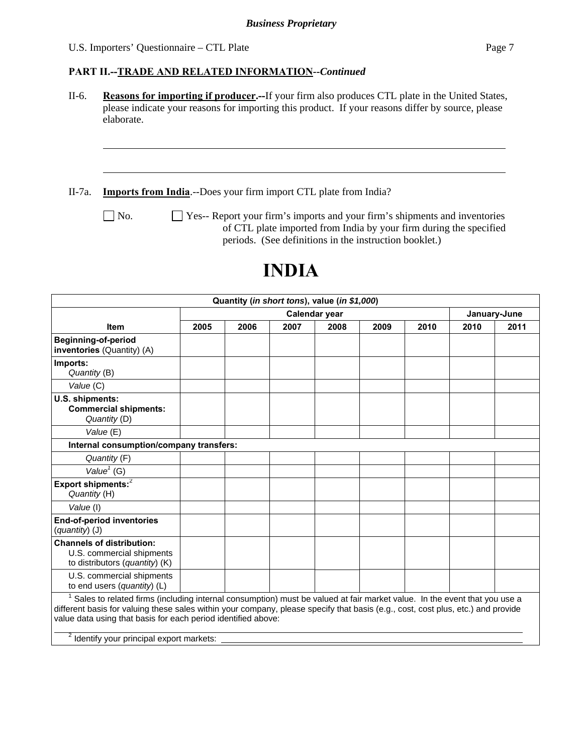**PART II.--TRADE AND RELATED INFORMATION--*Continued***

II-6. **Reasons for importing if producer.--**If your firm also produces CTL plate in the United States, please indicate your reasons for importing this product. If your reasons differ by source, please elaborate.

\_\_\_\_\_\_\_\_\_\_\_\_\_\_\_\_\_\_\_\_\_\_\_\_\_\_\_\_\_\_\_\_\_\_\_\_\_\_\_\_\_\_\_\_\_\_\_\_\_\_\_\_\_\_\_\_\_\_\_\_\_\_\_\_

\_\_\_\_\_\_\_\_\_\_\_\_\_\_\_\_\_\_\_\_\_\_\_\_\_\_\_\_\_\_\_\_\_\_\_\_\_\_\_\_\_\_\_\_\_\_\_\_\_\_\_\_\_\_\_\_\_\_\_\_\_\_\_\_

II-7a. **Imports from India**.--Does your firm import CTL plate from India?

☐ No. ☐ Yes-- Report your firm's imports and your firm's shipments and inventories of CTL plate imported from India by your firm during the specified periods. (See definitions in the instruction booklet.)

# INDIA

| Quantity (*in short tons*), value (*in $1,000*) | | | | | | | | |
|---|---|---|---|---|---|---|---|---|
| | Calendar year | | | | | | January-June | |
| **Item** | **2005** | **2006** | **2007** | **2008** | **2009** | **2010** | **2010** | **2011** |
| **Beginning-of-period inventories** (Quantity) (A) | | | | | | | | |
| **Imports:** *Quantity* (B) | | | | | | | | |
| *Value* (C) | | | | | | | | |
| **U.S. shipments: Commercial shipments:** *Quantity* (D) | | | | | | | | |
| *Value* (E) | | | | | | | | |
| **Internal consumption/company transfers:** | | | | | | | | |
| *Quantity* (F) | | | | | | | | |
| *Value*[1] (G) | | | | | | | | |
| **Export shipments:**[2] *Quantity* (H) | | | | | | | | |
| *Value* (I) | | | | | | | | |
| **End-of-period inventories** (*quantity*) (J) | | | | | | | | |
| **Channels of distribution:** U.S. commercial shipments to distributors (*quantity*) (K) | | | | | | | | |
| U.S. commercial shipments to end users (*quantity*) (L) | | | | | | | | |

[1] Sales to related firms (including internal consumption) must be valued at fair market value. In the event that you use a different basis for valuing these sales within your company, please specify that basis (e.g., cost, cost plus, etc.) and provide value data using that basis for each period identified above:

\_\_\_\_\_\_\_\_\_\_\_\_\_\_\_\_\_\_\_\_\_\_\_\_\_\_\_\_\_\_\_\_\_\_\_\_\_\_\_\_\_\_\_\_\_\_\_\_\_\_\_\_\_\_\_\_\_\_\_\_\_\_\_\_

[2] Identify your principal export markets: \_\_\_\_\_\_\_\_\_\_\_\_\_\_\_\_\_\_\_\_\_\_\_\_\_\_\_\_\_\_\_\_\_\_\_\_\_\_\_\_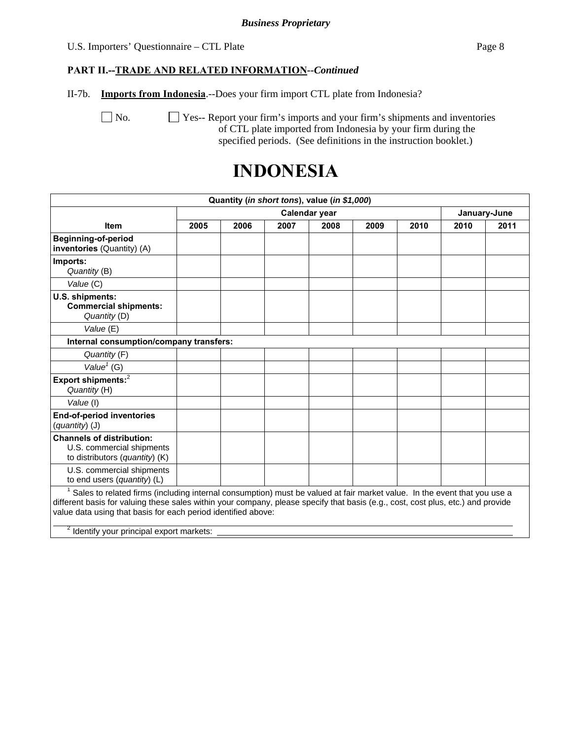**Business Proprietary**

**PART II.--TRADE AND RELATED INFORMATION--*Continued***

II-7b. **Imports from Indonesia**.--Does your firm import CTL plate from Indonesia?

☐ No. ☐ Yes-- Report your firm's imports and your firm's shipments and inventories of CTL plate imported from Indonesia by your firm during the specified periods. (See definitions in the instruction booklet.)

# INDONESIA

| Quantity (*in short tons*), value (*in $1,000*) | | | | | | | | |
|---|---|---|---|---|---|---|---|---|
| | Calendar year | | | | | | January-June | |
| **Item** | **2005** | **2006** | **2007** | **2008** | **2009** | **2010** | **2010** | **2011** |
| **Beginning-of-period inventories** (Quantity) (A) | | | | | | | | |
| **Imports:** *Quantity* (B) | | | | | | | | |
| *Value* (C) | | | | | | | | |
| **U.S. shipments:** **Commercial shipments:** *Quantity* (D) | | | | | | | | |
| *Value* (E) | | | | | | | | |
| **Internal consumption/company transfers:** | | | | | | | | |
| *Quantity* (F) | | | | | | | | |
| *Value*[1] (G) | | | | | | | | |
| **Export shipments:**[2] *Quantity* (H) | | | | | | | | |
| *Value* (I) | | | | | | | | |
| **End-of-period inventories** (*quantity*) (J) | | | | | | | | |
| **Channels of distribution:** U.S. commercial shipments to distributors (*quantity*) (K) | | | | | | | | |
| U.S. commercial shipments to end users (*quantity*) (L) | | | | | | | | |

[1] Sales to related firms (including internal consumption) must be valued at fair market value. In the event that you use a different basis for valuing these sales within your company, please specify that basis (e.g., cost, cost plus, etc.) and provide value data using that basis for each period identified above:

______________________________________________________________________

[2] Identify your principal export markets: ______________________________________________________________________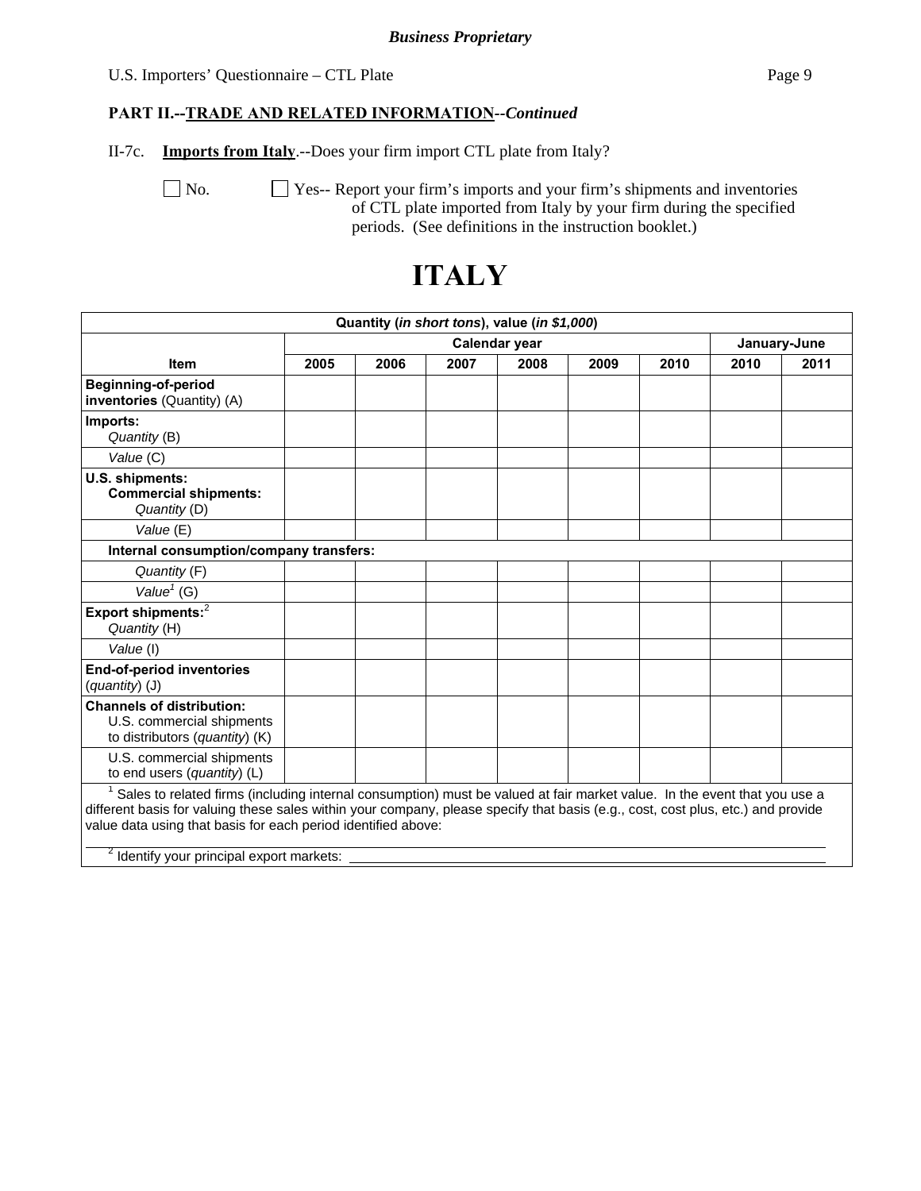**PART II.--TRADE AND RELATED INFORMATION--*Continued***

II-7c. **Imports from Italy**.--Does your firm import CTL plate from Italy?

☐ No. ☐ Yes-- Report your firm's imports and your firm's shipments and inventories of CTL plate imported from Italy by your firm during the specified periods. (See definitions in the instruction booklet.)

# ITALY

| Quantity (*in short tons*), value (*in $1,000*) | | | | | | | | |
|---|---|---|---|---|---|---|---|---|
| | Calendar year | | | | | | January-June | |
| **Item** | **2005** | **2006** | **2007** | **2008** | **2009** | **2010** | **2010** | **2011** |
| **Beginning-of-period inventories** (Quantity) (A) | | | | | | | | |
| **Imports:** *Quantity* (B) | | | | | | | | |
| *Value* (C) | | | | | | | | |
| **U.S. shipments: Commercial shipments:** *Quantity* (D) | | | | | | | | |
| *Value* (E) | | | | | | | | |
| **Internal consumption/company transfers:** | | | | | | | | |
| *Quantity* (F) | | | | | | | | |
| *Value*[1] (G) | | | | | | | | |
| **Export shipments:**[2] *Quantity* (H) | | | | | | | | |
| *Value* (I) | | | | | | | | |
| **End-of-period inventories** (*quantity*) (J) | | | | | | | | |
| **Channels of distribution:** U.S. commercial shipments to distributors (*quantity*) (K) | | | | | | | | |
| U.S. commercial shipments to end users (*quantity*) (L) | | | | | | | | |

[1] Sales to related firms (including internal consumption) must be valued at fair market value. In the event that you use a different basis for valuing these sales within your company, please specify that basis (e.g., cost, cost plus, etc.) and provide value data using that basis for each period identified above:

[2] Identify your principal export markets: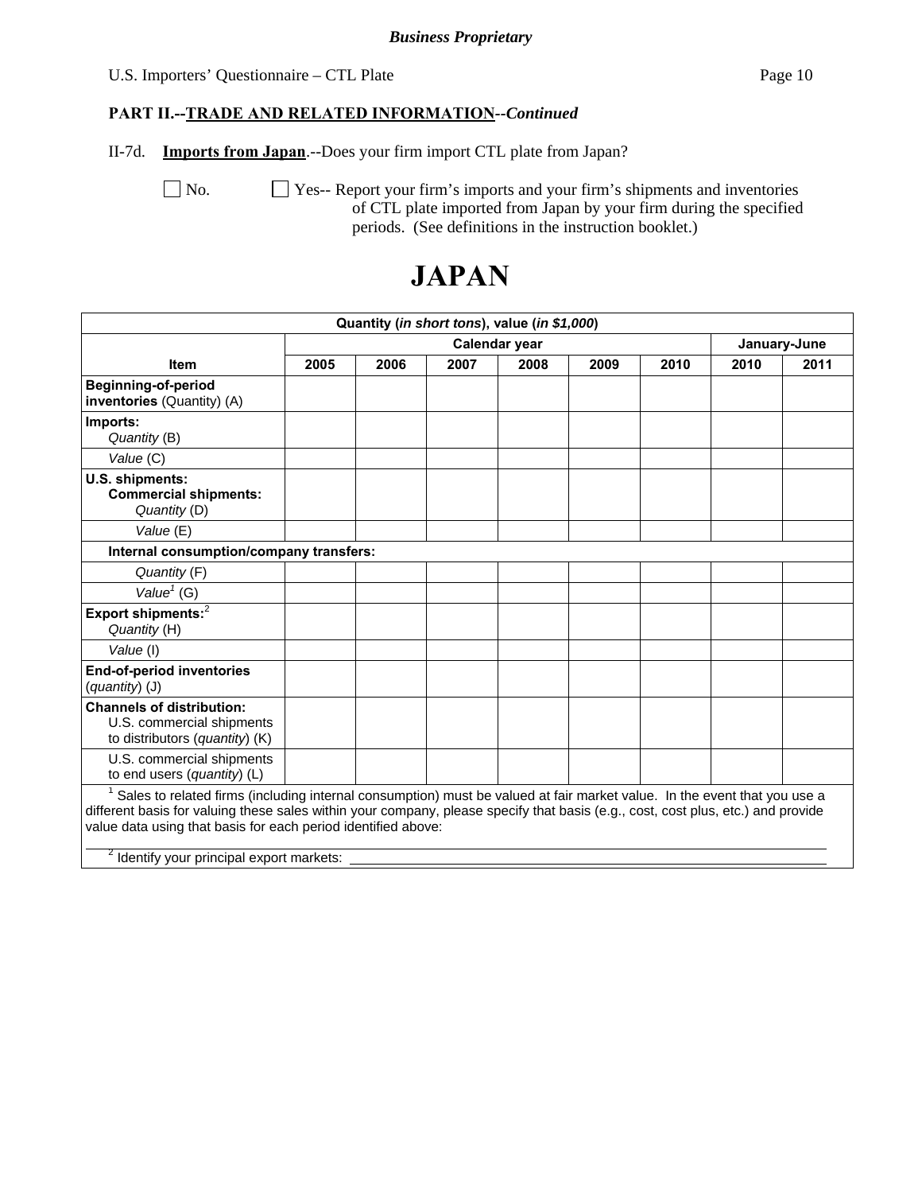**Business Proprietary**

U.S. Importers' Questionnaire – CTL Plate

**PART II.--TRADE AND RELATED INFORMATION--*Continued***

II-7d. **Imports from Japan**.--Does your firm import CTL plate from Japan?

☐ No. ☐ Yes-- Report your firm's imports and your firm's shipments and inventories of CTL plate imported from Japan by your firm during the specified periods. (See definitions in the instruction booklet.)

# JAPAN

| Quantity (*in short tons*), value (*in $1,000*) | | | | | | | | |
|---|---|---|---|---|---|---|---|---|
| | Calendar year | | | | | | January-June | |
| **Item** | **2005** | **2006** | **2007** | **2008** | **2009** | **2010** | **2010** | **2011** |
| **Beginning-of-period inventories** (Quantity) (A) | | | | | | | | |
| **Imports:** *Quantity* (B) | | | | | | | | |
| *Value* (C) | | | | | | | | |
| **U.S. shipments:** **Commercial shipments:** *Quantity* (D) | | | | | | | | |
| *Value* (E) | | | | | | | | |
| **Internal consumption/company transfers:** | | | | | | | | |
| *Quantity* (F) | | | | | | | | |
| *Value*[1] (G) | | | | | | | | |
| **Export shipments:**[2] *Quantity* (H) | | | | | | | | |
| *Value* (I) | | | | | | | | |
| **End-of-period inventories** (*quantity*) (J) | | | | | | | | |
| **Channels of distribution:** U.S. commercial shipments to distributors (*quantity*) (K) | | | | | | | | |
| U.S. commercial shipments to end users (*quantity*) (L) | | | | | | | | |

[1] Sales to related firms (including internal consumption) must be valued at fair market value. In the event that you use a different basis for valuing these sales within your company, please specify that basis (e.g., cost, cost plus, etc.) and provide value data using that basis for each period identified above: \_\_\_\_\_\_\_\_\_\_

[2] Identify your principal export markets: \_\_\_\_\_\_\_\_\_\_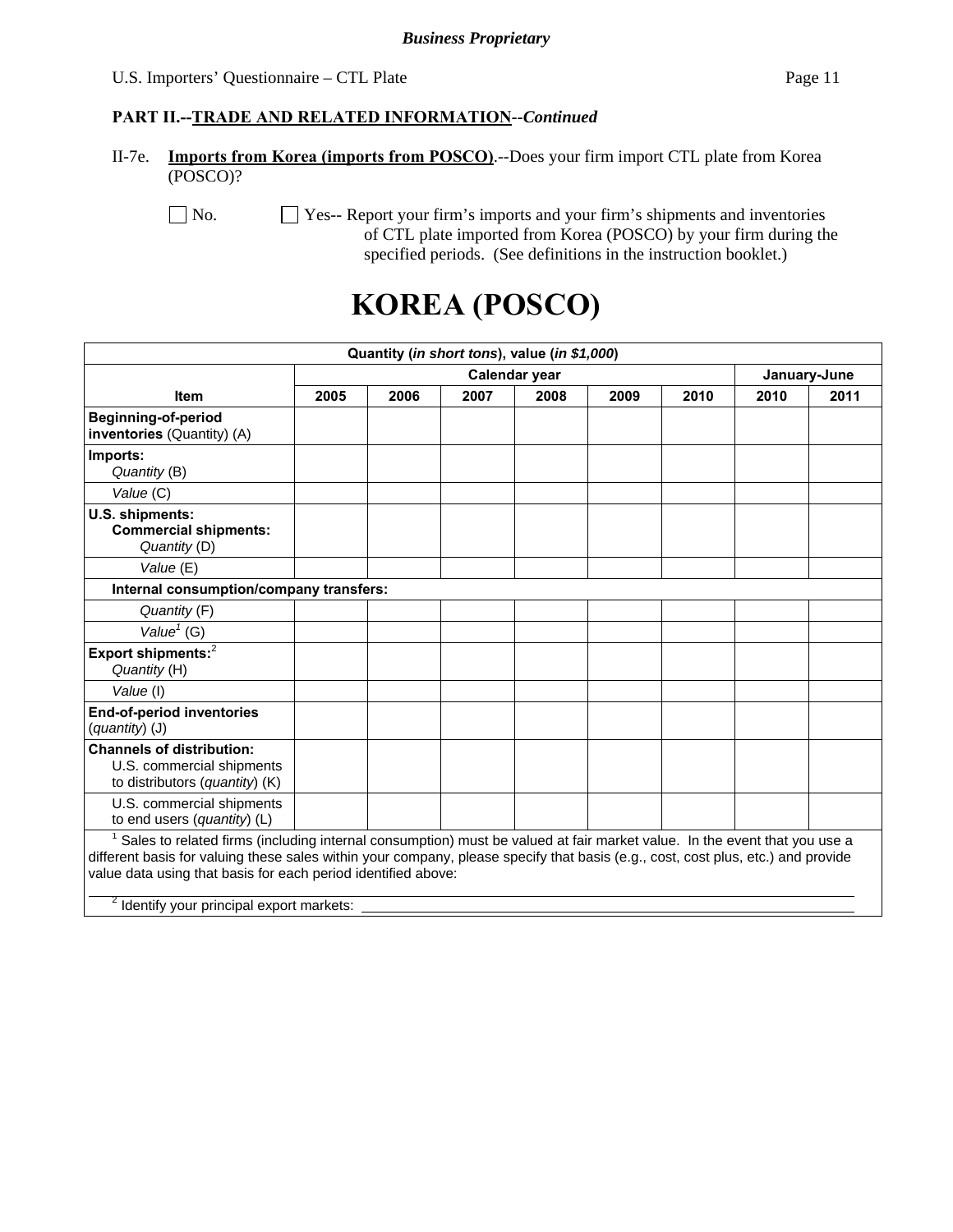**PART II.--TRADE AND RELATED INFORMATION--*Continued***

II-7e. **Imports from Korea (imports from POSCO)**.--Does your firm import CTL plate from Korea (POSCO)?

☐ No. ☐ Yes-- Report your firm's imports and your firm's shipments and inventories of CTL plate imported from Korea (POSCO) by your firm during the specified periods. (See definitions in the instruction booklet.)

# KOREA (POSCO)

| Quantity (*in short tons*), value (*in $1,000*) | | | | | | | | |
|---|---|---|---|---|---|---|---|---|
| | Calendar year | | | | | | January-June | |
| **Item** | **2005** | **2006** | **2007** | **2008** | **2009** | **2010** | **2010** | **2011** |
| **Beginning-of-period inventories** (Quantity) (A) | | | | | | | | |
| **Imports:** *Quantity* (B) | | | | | | | | |
| *Value* (C) | | | | | | | | |
| **U.S. shipments: Commercial shipments:** *Quantity* (D) | | | | | | | | |
| *Value* (E) | | | | | | | | |
| **Internal consumption/company transfers:** | | | | | | | | |
| *Quantity* (F) | | | | | | | | |
| *Value*[1] (G) | | | | | | | | |
| **Export shipments:**[2] *Quantity* (H) | | | | | | | | |
| *Value* (I) | | | | | | | | |
| **End-of-period inventories** (*quantity*) (J) | | | | | | | | |
| **Channels of distribution:** U.S. commercial shipments to distributors (*quantity*) (K) | | | | | | | | |
| U.S. commercial shipments to end users (*quantity*) (L) | | | | | | | | |

[1] Sales to related firms (including internal consumption) must be valued at fair market value. In the event that you use a different basis for valuing these sales within your company, please specify that basis (e.g., cost, cost plus, etc.) and provide value data using that basis for each period identified above:

______________________________________________________________________

[2] Identify your principal export markets: ______________________________________________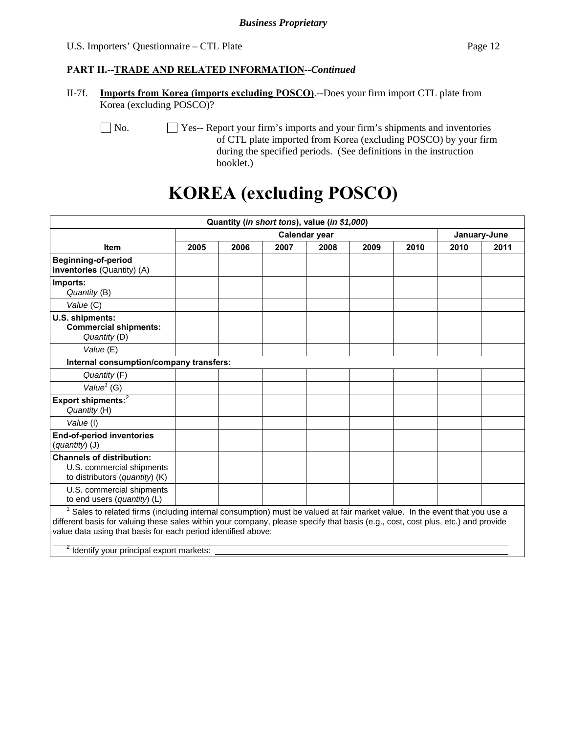**PART II.--TRADE AND RELATED INFORMATION--*Continued***

II-7f. **Imports from Korea (imports excluding POSCO)**.--Does your firm import CTL plate from Korea (excluding POSCO)?

☐ No. ☐ Yes-- Report your firm's imports and your firm's shipments and inventories of CTL plate imported from Korea (excluding POSCO) by your firm during the specified periods. (See definitions in the instruction booklet.)

# KOREA (excluding POSCO)

| Quantity (*in short tons*), value (*in $1,000*) | | | | | | | | |
|---|---|---|---|---|---|---|---|---|
| | Calendar year | | | | | | January-June | |
| **Item** | **2005** | **2006** | **2007** | **2008** | **2009** | **2010** | **2010** | **2011** |
| **Beginning-of-period inventories** (Quantity) (A) | | | | | | | | |
| **Imports:** *Quantity* (B) | | | | | | | | |
| *Value* (C) | | | | | | | | |
| **U.S. shipments: Commercial shipments:** *Quantity* (D) | | | | | | | | |
| *Value* (E) | | | | | | | | |
| **Internal consumption/company transfers:** | | | | | | | | |
| *Quantity* (F) | | | | | | | | |
| *Value*[1] (G) | | | | | | | | |
| **Export shipments:**[2] *Quantity* (H) | | | | | | | | |
| *Value* (I) | | | | | | | | |
| **End-of-period inventories** (*quantity*) (J) | | | | | | | | |
| **Channels of distribution:** U.S. commercial shipments to distributors (*quantity*) (K) | | | | | | | | |
| U.S. commercial shipments to end users (*quantity*) (L) | | | | | | | | |

[1] Sales to related firms (including internal consumption) must be valued at fair market value. In the event that you use a different basis for valuing these sales within your company, please specify that basis (e.g., cost, cost plus, etc.) and provide value data using that basis for each period identified above:

[2] Identify your principal export markets: ______________________________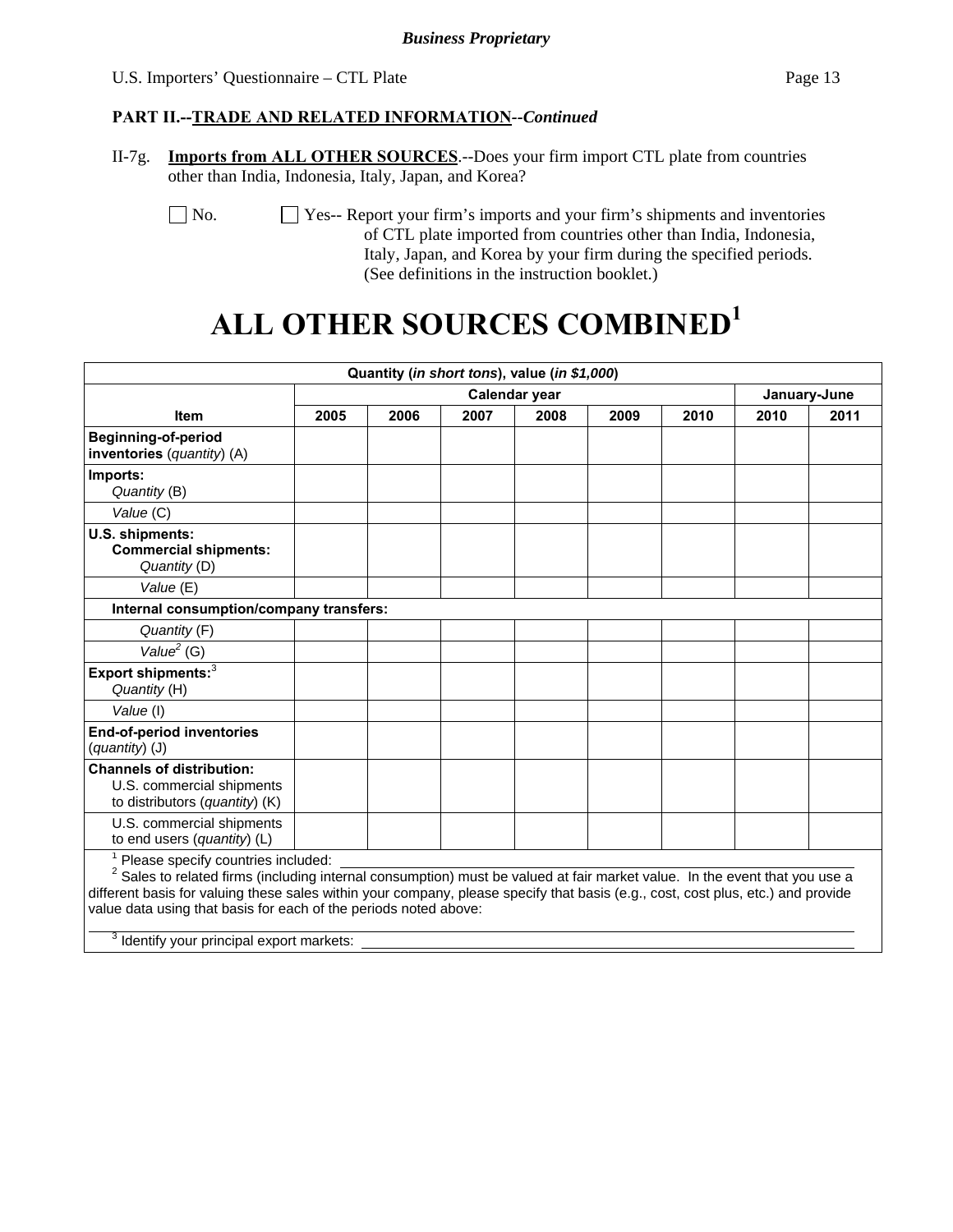**PART II.--TRADE AND RELATED INFORMATION--*Continued***

II-7g. **Imports from ALL OTHER SOURCES**.--Does your firm import CTL plate from countries other than India, Indonesia, Italy, Japan, and Korea?

☐ No. ☐ Yes-- Report your firm's imports and your firm's shipments and inventories of CTL plate imported from countries other than India, Indonesia, Italy, Japan, and Korea by your firm during the specified periods. (See definitions in the instruction booklet.)

# ALL OTHER SOURCES COMBINED[1]

| Quantity (*in short tons*), value (*in $1,000*) | | | | | | | | |
|---|---|---|---|---|---|---|---|---|
| | Calendar year | | | | | | January-June | |
| **Item** | **2005** | **2006** | **2007** | **2008** | **2009** | **2010** | **2010** | **2011** |
| **Beginning-of-period inventories** (*quantity*) (A) | | | | | | | | |
| **Imports:** *Quantity* (B) | | | | | | | | |
| *Value* (C) | | | | | | | | |
| **U.S. shipments: Commercial shipments:** *Quantity* (D) | | | | | | | | |
| *Value* (E) | | | | | | | | |
| **Internal consumption/company transfers:** | | | | | | | | |
| *Quantity* (F) | | | | | | | | |
| *Value*[2] (G) | | | | | | | | |
| **Export shipments:**[3] *Quantity* (H) | | | | | | | | |
| *Value* (I) | | | | | | | | |
| **End-of-period inventories** (*quantity*) (J) | | | | | | | | |
| **Channels of distribution:** U.S. commercial shipments to distributors (*quantity*) (K) | | | | | | | | |
| U.S. commercial shipments to end users (*quantity*) (L) | | | | | | | | |

[1] Please specify countries included: ______

[2] Sales to related firms (including internal consumption) must be valued at fair market value. In the event that you use a different basis for valuing these sales within your company, please specify that basis (e.g., cost, cost plus, etc.) and provide value data using that basis for each of the periods noted above: ______

[3] Identify your principal export markets: ______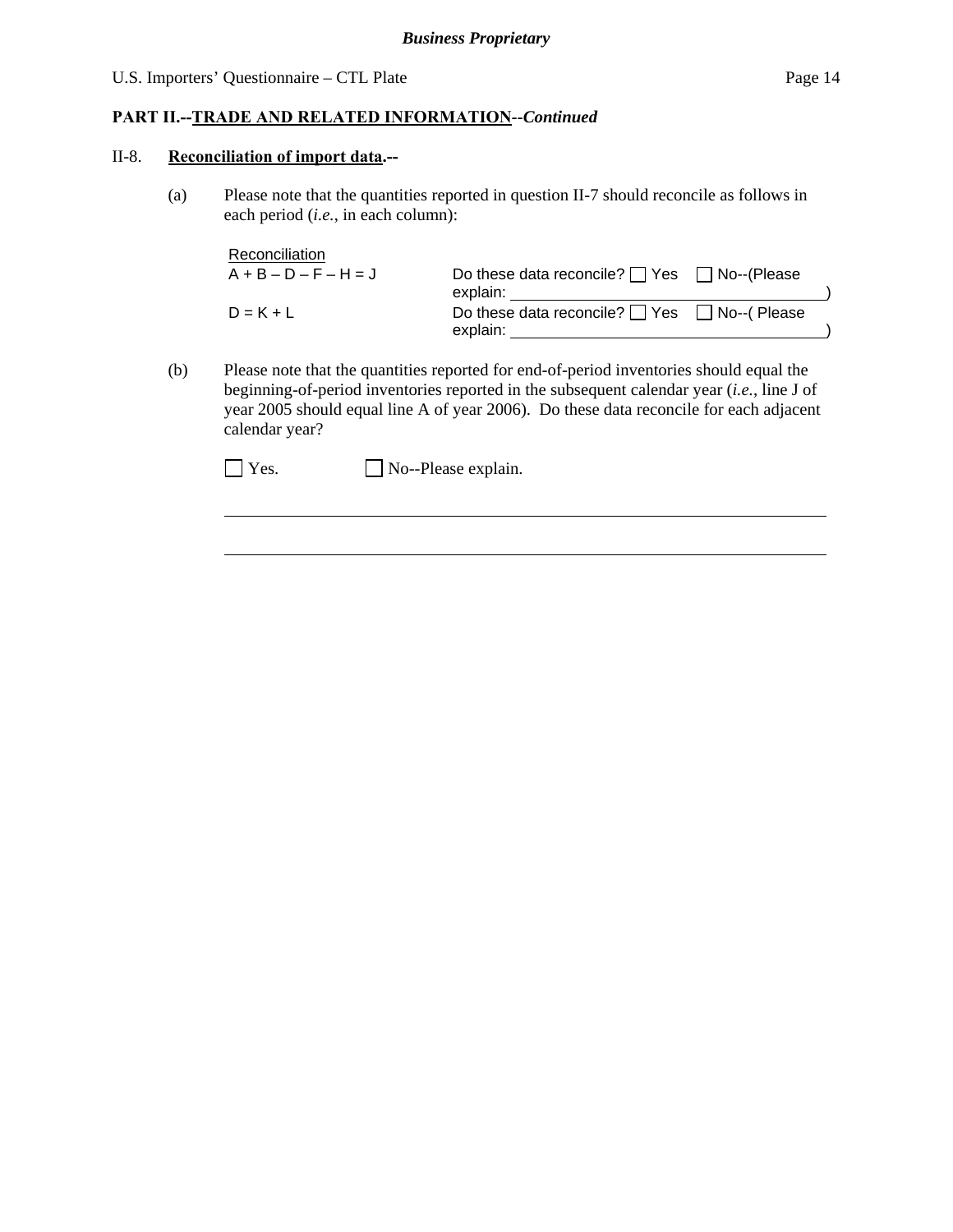**Business Proprietary**

## PART II.--TRADE AND RELATED INFORMATION--*Continued*

II-8. **Reconciliation of import data.--**

(a) Please note that the quantities reported in question II-7 should reconcile as follows in each period (*i.e.*, in each column):

| Reconciliation | |
|---|---|
| A + B – D – F – H = J | Do these data reconcile? ☐ Yes ☐ No--(Please explain: ______________________________) |
| D = K + L | Do these data reconcile? ☐ Yes ☐ No--( Please explain: ______________________________) |

(b) Please note that the quantities reported for end-of-period inventories should equal the beginning-of-period inventories reported in the subsequent calendar year (*i.e.*, line J of year 2005 should equal line A of year 2006). Do these data reconcile for each adjacent calendar year?

☐ Yes. ☐ No--Please explain.

______________________________________________________________________

______________________________________________________________________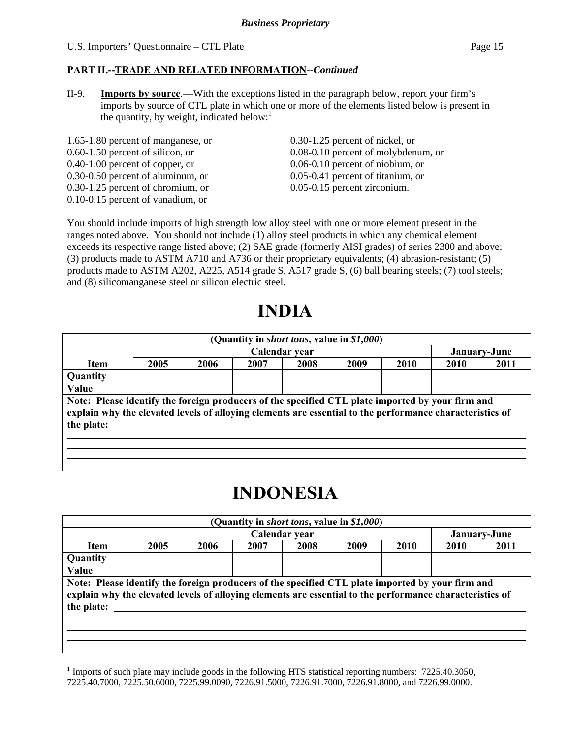**PART II.--TRADE AND RELATED INFORMATION--*Continued***

II-9. **Imports by source**.—With the exceptions listed in the paragraph below, report your firm's imports by source of CTL plate in which one or more of the elements listed below is present in the quantity, by weight, indicated below:[1]

1.65-1.80 percent of manganese, or
0.60-1.50 percent of silicon, or
0.40-1.00 percent of copper, or
0.30-0.50 percent of aluminum, or
0.30-1.25 percent of chromium, or
0.10-0.15 percent of vanadium, or
0.30-1.25 percent of nickel, or
0.08-0.10 percent of molybdenum, or
0.06-0.10 percent of niobium, or
0.05-0.41 percent of titanium, or
0.05-0.15 percent zirconium.

You should include imports of high strength low alloy steel with one or more element present in the ranges noted above. You should not include (1) alloy steel products in which any chemical element exceeds its respective range listed above; (2) SAE grade (formerly AISI grades) of series 2300 and above; (3) products made to ASTM A710 and A736 or their proprietary equivalents; (4) abrasion-resistant; (5) products made to ASTM A202, A225, A514 grade S, A517 grade S, (6) ball bearing steels; (7) tool steels; and (8) silicomanganese steel or silicon electric steel.

# INDIA

| (Quantity in *short tons*, value in *$1,000*) | | | | | | | | |
|---|---|---|---|---|---|---|---|---|
| | Calendar year | | | | | | January-June | |
| **Item** | **2005** | **2006** | **2007** | **2008** | **2009** | **2010** | **2010** | **2011** |
| **Quantity** | | | | | | | | |
| **Value** | | | | | | | | |

**Note: Please identify the foreign producers of the specified CTL plate imported by your firm and explain why the elevated levels of alloying elements are essential to the performance characteristics of the plate:** ______

# INDONESIA

| (Quantity in *short tons*, value in *$1,000*) | | | | | | | | |
|---|---|---|---|---|---|---|---|---|
| | Calendar year | | | | | | January-June | |
| **Item** | **2005** | **2006** | **2007** | **2008** | **2009** | **2010** | **2010** | **2011** |
| **Quantity** | | | | | | | | |
| **Value** | | | | | | | | |

**Note: Please identify the foreign producers of the specified CTL plate imported by your firm and explain why the elevated levels of alloying elements are essential to the performance characteristics of the plate:** ______

---

[1] Imports of such plate may include goods in the following HTS statistical reporting numbers: 7225.40.3050, 7225.40.7000, 7225.50.6000, 7225.99.0090, 7226.91.5000, 7226.91.7000, 7226.91.8000, and 7226.99.0000.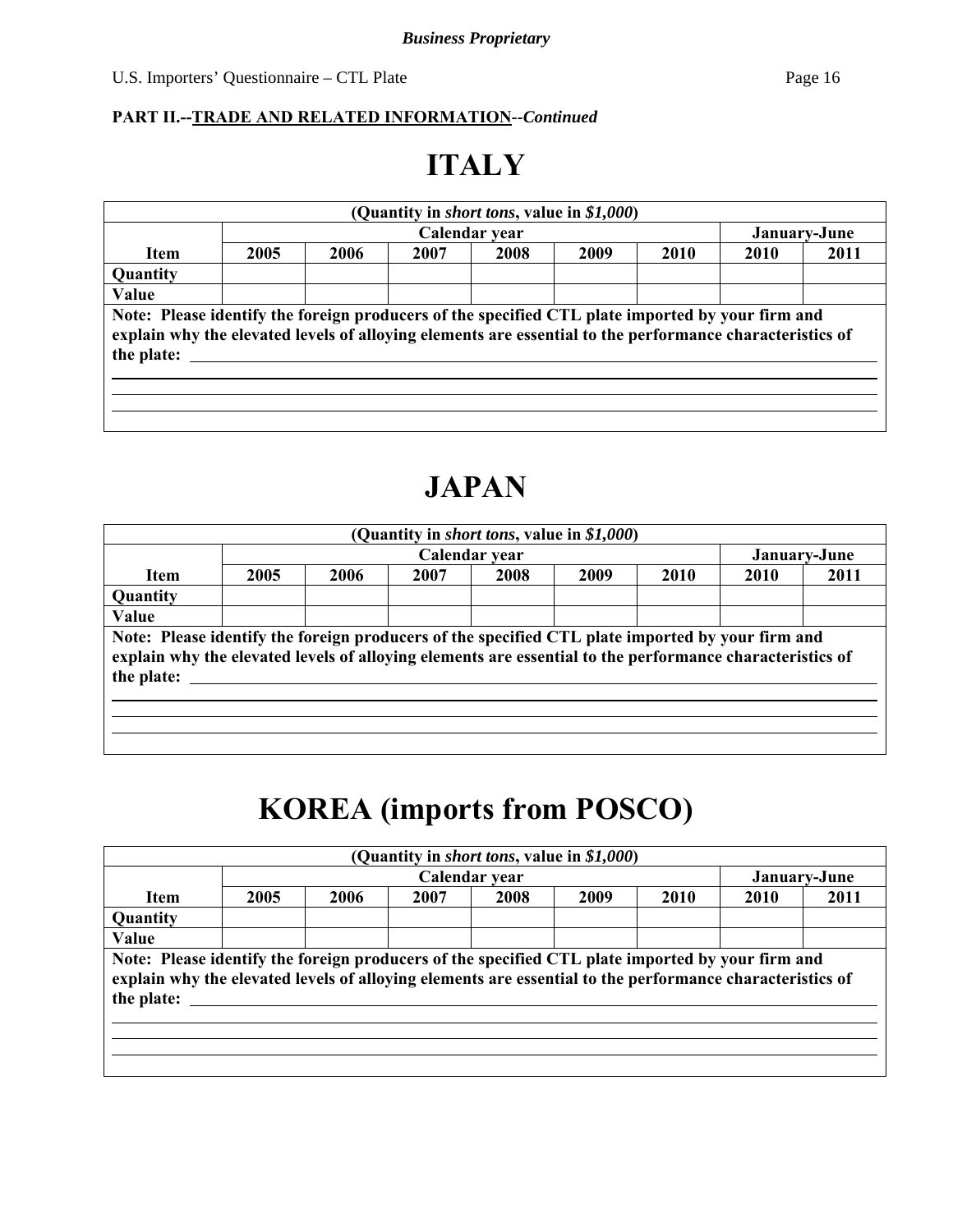**PART II.--TRADE AND RELATED INFORMATION--*Continued***

# ITALY

| (Quantity in *short tons*, value in *$1,000*) | | | | | | | | |
|---|---|---|---|---|---|---|---|---|
| | Calendar year | | | | | | January-June | |
| **Item** | **2005** | **2006** | **2007** | **2008** | **2009** | **2010** | **2010** | **2011** |
| **Quantity** | | | | | | | | |
| **Value** | | | | | | | | |

**Note: Please identify the foreign producers of the specified CTL plate imported by your firm and explain why the elevated levels of alloying elements are essential to the performance characteristics of the plate:** \_\_\_\_\_\_\_\_\_\_\_\_\_\_\_\_\_\_\_\_\_\_\_\_\_\_\_\_\_\_\_\_\_\_\_\_\_\_\_\_

# JAPAN

| (Quantity in *short tons*, value in *$1,000*) | | | | | | | | |
|---|---|---|---|---|---|---|---|---|
| | Calendar year | | | | | | January-June | |
| **Item** | **2005** | **2006** | **2007** | **2008** | **2009** | **2010** | **2010** | **2011** |
| **Quantity** | | | | | | | | |
| **Value** | | | | | | | | |

**Note: Please identify the foreign producers of the specified CTL plate imported by your firm and explain why the elevated levels of alloying elements are essential to the performance characteristics of the plate:** \_\_\_\_\_\_\_\_\_\_\_\_\_\_\_\_\_\_\_\_\_\_\_\_\_\_\_\_\_\_\_\_\_\_\_\_\_\_\_\_

# KOREA (imports from POSCO)

| (Quantity in *short tons*, value in *$1,000*) | | | | | | | | |
|---|---|---|---|---|---|---|---|---|
| | Calendar year | | | | | | January-June | |
| **Item** | **2005** | **2006** | **2007** | **2008** | **2009** | **2010** | **2010** | **2011** |
| **Quantity** | | | | | | | | |
| **Value** | | | | | | | | |

**Note: Please identify the foreign producers of the specified CTL plate imported by your firm and explain why the elevated levels of alloying elements are essential to the performance characteristics of the plate:** \_\_\_\_\_\_\_\_\_\_\_\_\_\_\_\_\_\_\_\_\_\_\_\_\_\_\_\_\_\_\_\_\_\_\_\_\_\_\_\_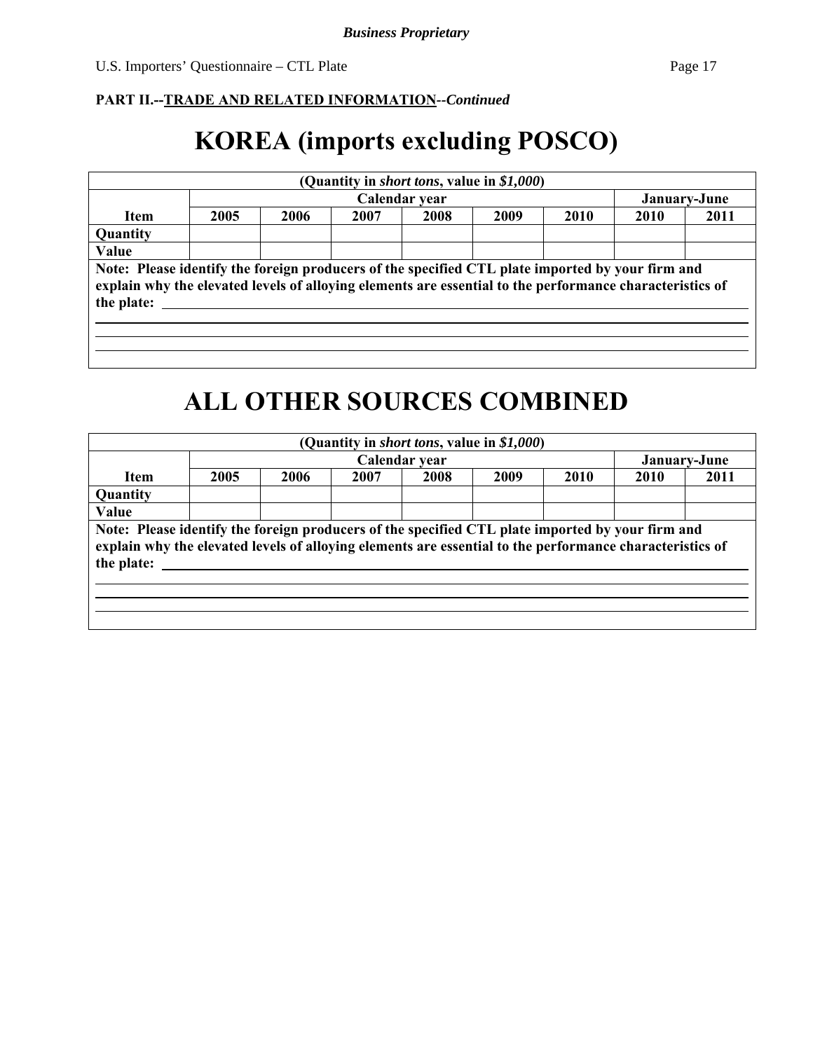**PART II.--TRADE AND RELATED INFORMATION--*Continued***

# KOREA (imports excluding POSCO)

| (Quantity in *short tons*, value in *$1,000*) | | | | | | | | |
|---|---|---|---|---|---|---|---|---|
| | Calendar year | | | | | | January-June | |
| Item | 2005 | 2006 | 2007 | 2008 | 2009 | 2010 | 2010 | 2011 |
| Quantity | | | | | | | | |
| Value | | | | | | | | |

**Note: Please identify the foreign producers of the specified CTL plate imported by your firm and explain why the elevated levels of alloying elements are essential to the performance characteristics of the plate:** ______________________________

# ALL OTHER SOURCES COMBINED

| (Quantity in *short tons*, value in *$1,000*) | | | | | | | | |
|---|---|---|---|---|---|---|---|---|
| | Calendar year | | | | | | January-June | |
| Item | 2005 | 2006 | 2007 | 2008 | 2009 | 2010 | 2010 | 2011 |
| Quantity | | | | | | | | |
| Value | | | | | | | | |

**Note: Please identify the foreign producers of the specified CTL plate imported by your firm and explain why the elevated levels of alloying elements are essential to the performance characteristics of the plate:** ______________________________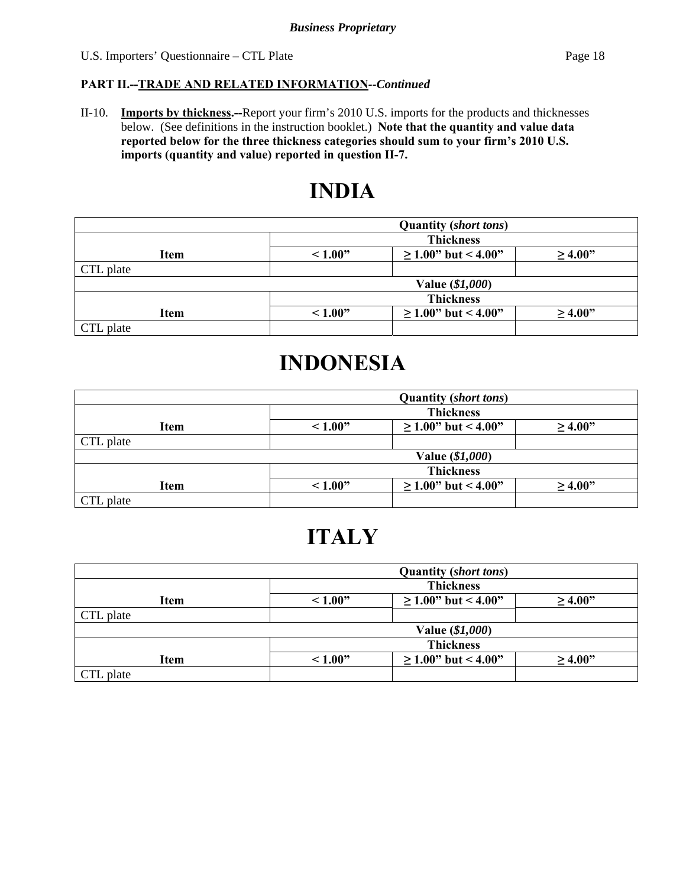*Business Proprietary*

**PART II.--TRADE AND RELATED INFORMATION--*Continued***

II-10. **Imports by thickness.--**Report your firm's 2010 U.S. imports for the products and thicknesses below. (See definitions in the instruction booklet.) **Note that the quantity and value data reported below for the three thickness categories should sum to your firm's 2010 U.S. imports (quantity and value) reported in question II-7.**

# INDIA

| | Quantity (*short tons*) | | |
|---|---|---|---|
| **Item** | **Thickness** | | |
| | **< 1.00"** | **≥ 1.00" but < 4.00"** | **≥ 4.00"** |
| CTL plate | | | |
| | **Value (*$1,000*)** | | |
| **Item** | **Thickness** | | |
| | **< 1.00"** | **≥ 1.00" but < 4.00"** | **≥ 4.00"** |
| CTL plate | | | |

# INDONESIA

| | Quantity (*short tons*) | | |
|---|---|---|---|
| **Item** | **Thickness** | | |
| | **< 1.00"** | **≥ 1.00" but < 4.00"** | **≥ 4.00"** |
| CTL plate | | | |
| | **Value (*$1,000*)** | | |
| **Item** | **Thickness** | | |
| | **< 1.00"** | **≥ 1.00" but < 4.00"** | **≥ 4.00"** |
| CTL plate | | | |

# ITALY

| | Quantity (*short tons*) | | |
|---|---|---|---|
| **Item** | **Thickness** | | |
| | **< 1.00"** | **≥ 1.00" but < 4.00"** | **≥ 4.00"** |
| CTL plate | | | |
| | **Value (*$1,000*)** | | |
| **Item** | **Thickness** | | |
| | **< 1.00"** | **≥ 1.00" but < 4.00"** | **≥ 4.00"** |
| CTL plate | | | |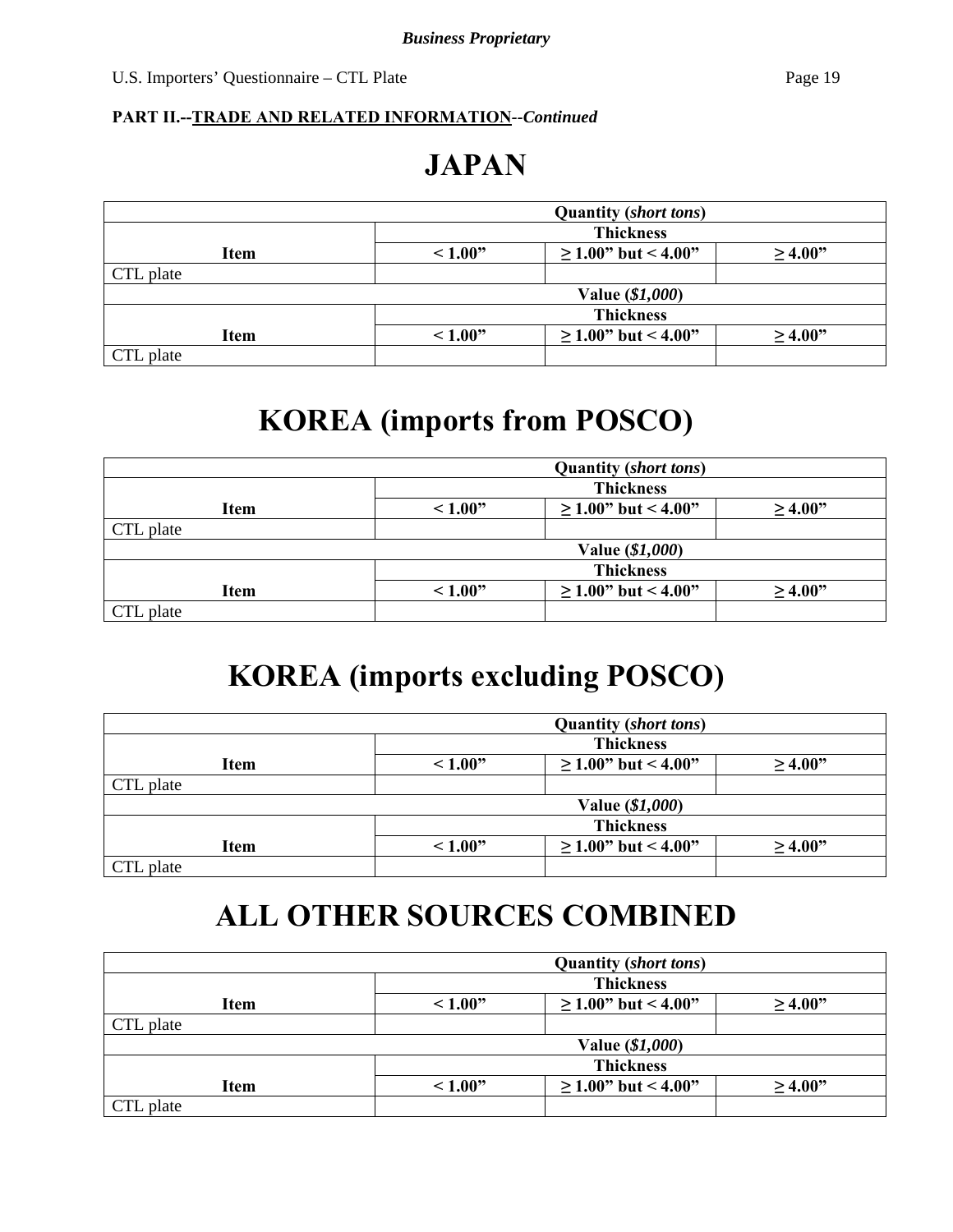**Business Proprietary**

**PART II.--TRADE AND RELATED INFORMATION--*Continued***

# JAPAN

| | Quantity (*short tons*) | | |
|---|---|---|---|
| **Item** | **Thickness** | | |
| | **< 1.00”** | **≥ 1.00” but < 4.00”** | **≥ 4.00”** |
| CTL plate | | | |
| | **Value (*$1,000*)** | | |
| **Item** | **Thickness** | | |
| | **< 1.00”** | **≥ 1.00” but < 4.00”** | **≥ 4.00”** |
| CTL plate | | | |

# KOREA (imports from POSCO)

| | Quantity (*short tons*) | | |
|---|---|---|---|
| **Item** | **Thickness** | | |
| | **< 1.00”** | **≥ 1.00” but < 4.00”** | **≥ 4.00”** |
| CTL plate | | | |
| | **Value (*$1,000*)** | | |
| **Item** | **Thickness** | | |
| | **< 1.00”** | **≥ 1.00” but < 4.00”** | **≥ 4.00”** |
| CTL plate | | | |

# KOREA (imports excluding POSCO)

| | Quantity (*short tons*) | | |
|---|---|---|---|
| **Item** | **Thickness** | | |
| | **< 1.00”** | **≥ 1.00” but < 4.00”** | **≥ 4.00”** |
| CTL plate | | | |
| | **Value (*$1,000*)** | | |
| **Item** | **Thickness** | | |
| | **< 1.00”** | **≥ 1.00” but < 4.00”** | **≥ 4.00”** |
| CTL plate | | | |

# ALL OTHER SOURCES COMBINED

| | Quantity (*short tons*) | | |
|---|---|---|---|
| **Item** | **Thickness** | | |
| | **< 1.00”** | **≥ 1.00” but < 4.00”** | **≥ 4.00”** |
| CTL plate | | | |
| | **Value (*$1,000*)** | | |
| **Item** | **Thickness** | | |
| | **< 1.00”** | **≥ 1.00” but < 4.00”** | **≥ 4.00”** |
| CTL plate | | | |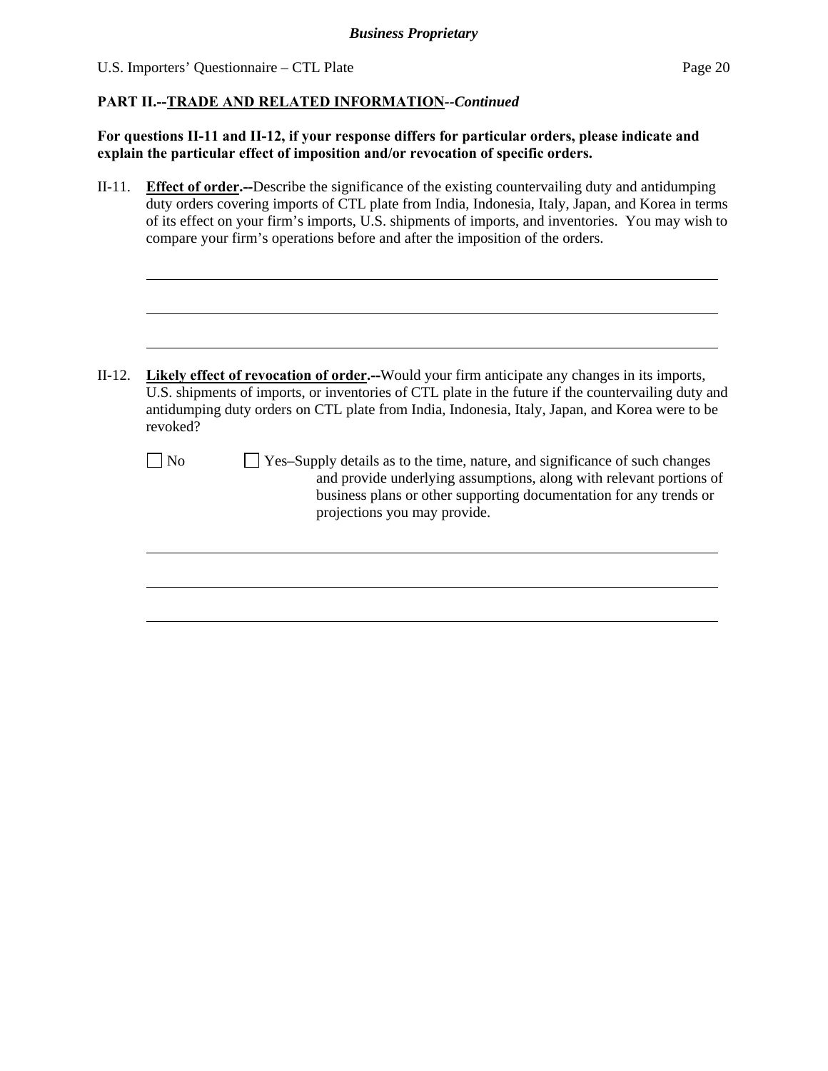**PART II.--TRADE AND RELATED INFORMATION**--*Continued*

**For questions II-11 and II-12, if your response differs for particular orders, please indicate and explain the particular effect of imposition and/or revocation of specific orders.**

II-11. **Effect of order.--**Describe the significance of the existing countervailing duty and antidumping duty orders covering imports of CTL plate from India, Indonesia, Italy, Japan, and Korea in terms of its effect on your firm's imports, U.S. shipments of imports, and inventories. You may wish to compare your firm's operations before and after the imposition of the orders.

______________________________________________________________________________

______________________________________________________________________________

______________________________________________________________________________

II-12. **Likely effect of revocation of order.--**Would your firm anticipate any changes in its imports, U.S. shipments of imports, or inventories of CTL plate in the future if the countervailing duty and antidumping duty orders on CTL plate from India, Indonesia, Italy, Japan, and Korea were to be revoked?

☐ No ☐ Yes–Supply details as to the time, nature, and significance of such changes and provide underlying assumptions, along with relevant portions of business plans or other supporting documentation for any trends or projections you may provide.

______________________________________________________________________________

______________________________________________________________________________

______________________________________________________________________________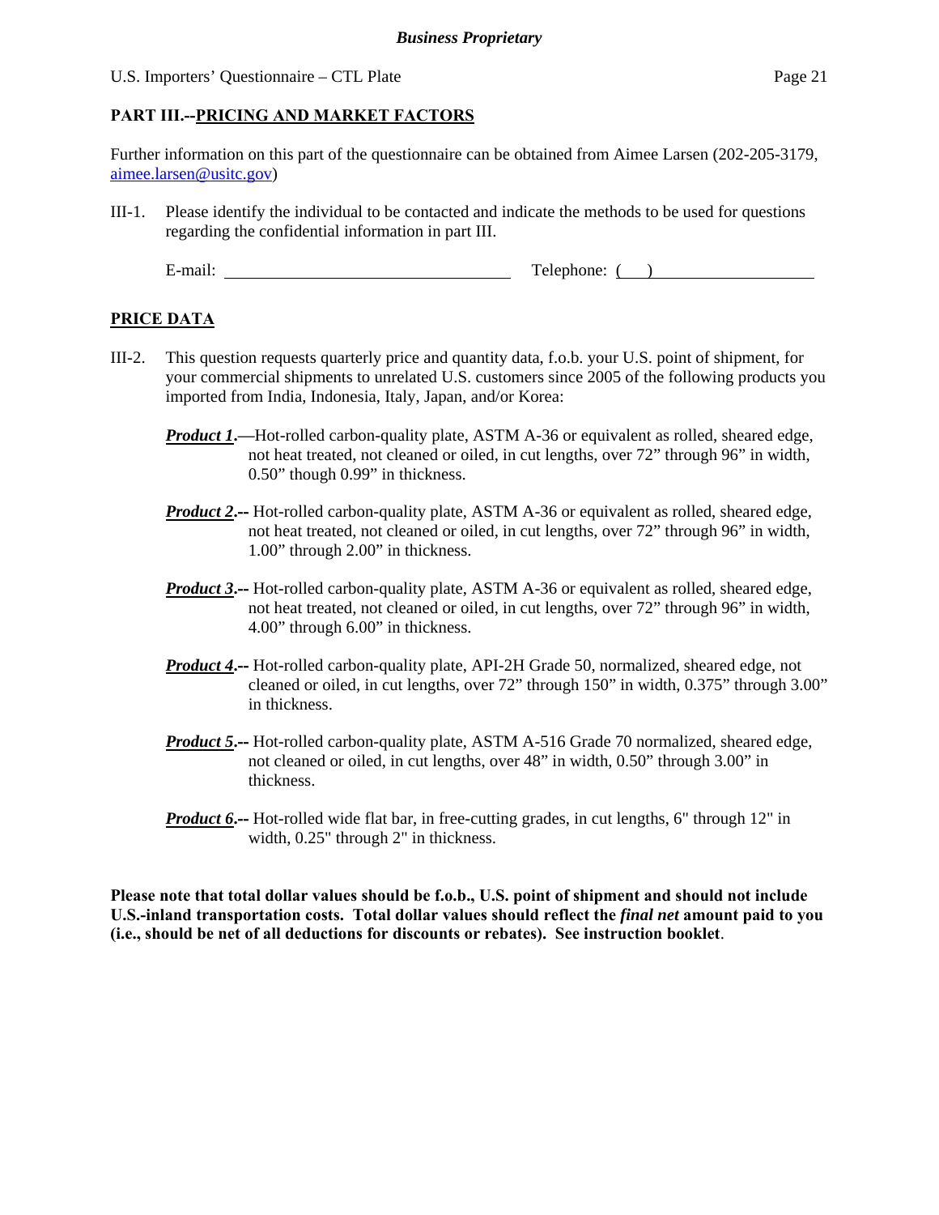## PART III.--PRICING AND MARKET FACTORS

Further information on this part of the questionnaire can be obtained from Aimee Larsen (202-205-3179, aimee.larsen@usitc.gov)

III-1. Please identify the individual to be contacted and indicate the methods to be used for questions regarding the confidential information in part III.

E-mail: ______________________ Telephone: (   ) ______________

### PRICE DATA

III-2. This question requests quarterly price and quantity data, f.o.b. your U.S. point of shipment, for your commercial shipments to unrelated U.S. customers since 2005 of the following products you imported from India, Indonesia, Italy, Japan, and/or Korea:

***Product 1***.—Hot-rolled carbon-quality plate, ASTM A-36 or equivalent as rolled, sheared edge, not heat treated, not cleaned or oiled, in cut lengths, over 72" through 96" in width, 0.50" though 0.99" in thickness.

***Product 2***.-- Hot-rolled carbon-quality plate, ASTM A-36 or equivalent as rolled, sheared edge, not heat treated, not cleaned or oiled, in cut lengths, over 72" through 96" in width, 1.00" through 2.00" in thickness.

***Product 3***.-- Hot-rolled carbon-quality plate, ASTM A-36 or equivalent as rolled, sheared edge, not heat treated, not cleaned or oiled, in cut lengths, over 72" through 96" in width, 4.00" through 6.00" in thickness.

***Product 4***.-- Hot-rolled carbon-quality plate, API-2H Grade 50, normalized, sheared edge, not cleaned or oiled, in cut lengths, over 72" through 150" in width, 0.375" through 3.00" in thickness.

***Product 5***.-- Hot-rolled carbon-quality plate, ASTM A-516 Grade 70 normalized, sheared edge, not cleaned or oiled, in cut lengths, over 48" in width, 0.50" through 3.00" in thickness.

***Product 6***.-- Hot-rolled wide flat bar, in free-cutting grades, in cut lengths, 6" through 12" in width, 0.25" through 2" in thickness.

**Please note that total dollar values should be f.o.b., U.S. point of shipment and should not include U.S.-inland transportation costs. Total dollar values should reflect the *final net* amount paid to you (i.e., should be net of all deductions for discounts or rebates). See instruction booklet**.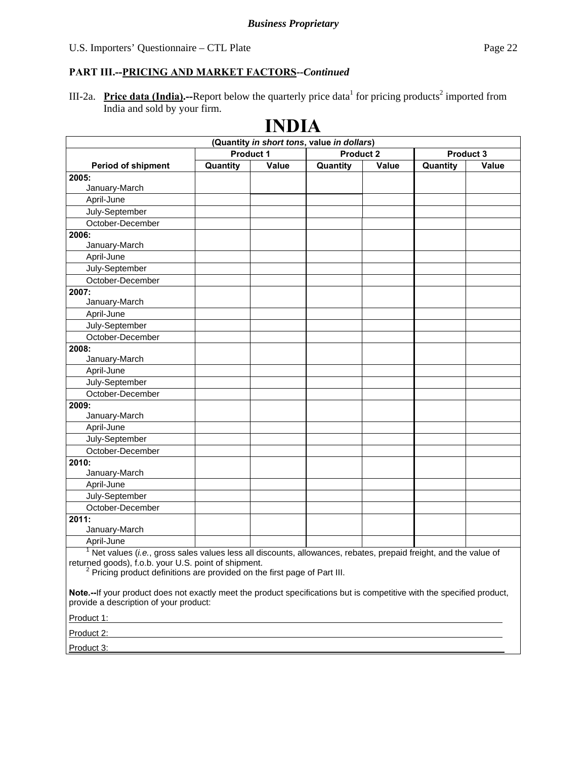*Business Proprietary*

U.S. Importers' Questionnaire – CTL Plate

## PART III.--PRICING AND MARKET FACTORS--*Continued*

III-2a. **Price data (India).--**Report below the quarterly price data[1] for pricing products[2] imported from India and sold by your firm.

# INDIA

| (Quantity *in short tons*, value *in dollars*) | | | | | | |
|---|---|---|---|---|---|---|
| | Product 1 | | Product 2 | | Product 3 | |
| **Period of shipment** | **Quantity** | **Value** | **Quantity** | **Value** | **Quantity** | **Value** |
| **2005:** January-March | | | | | | |
| April-June | | | | | | |
| July-September | | | | | | |
| October-December | | | | | | |
| **2006:** January-March | | | | | | |
| April-June | | | | | | |
| July-September | | | | | | |
| October-December | | | | | | |
| **2007:** January-March | | | | | | |
| April-June | | | | | | |
| July-September | | | | | | |
| October-December | | | | | | |
| **2008:** January-March | | | | | | |
| April-June | | | | | | |
| July-September | | | | | | |
| October-December | | | | | | |
| **2009:** January-March | | | | | | |
| April-June | | | | | | |
| July-September | | | | | | |
| October-December | | | | | | |
| **2010:** January-March | | | | | | |
| April-June | | | | | | |
| July-September | | | | | | |
| October-December | | | | | | |
| **2011:** January-March | | | | | | |
| April-June | | | | | | |

[1] Net values (*i.e.*, gross sales values less all discounts, allowances, rebates, prepaid freight, and the value of returned goods), f.o.b. your U.S. point of shipment.

[2] Pricing product definitions are provided on the first page of Part III.

**Note.--**If your product does not exactly meet the product specifications but is competitive with the specified product, provide a description of your product:

Product 1: ______________________________

Product 2: ______________________________

Product 3: ______________________________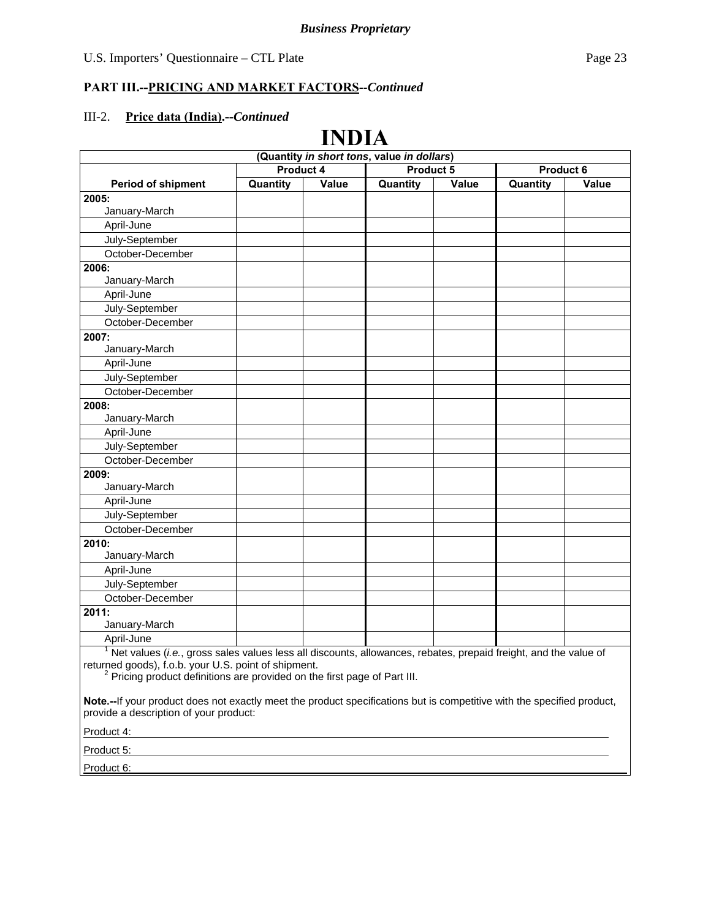*Business Proprietary*

## PART III.--PRICING AND MARKET FACTORS--*Continued*

III-2. **Price data (India).--*Continued***

# INDIA

| (Quantity *in short tons*, value *in dollars*) | | | | | | |
|---|---|---|---|---|---|---|
| | **Product 4** | | **Product 5** | | **Product 6** | |
| **Period of shipment** | **Quantity** | **Value** | **Quantity** | **Value** | **Quantity** | **Value** |
| **2005:** January-March | | | | | | |
| April-June | | | | | | |
| July-September | | | | | | |
| October-December | | | | | | |
| **2006:** January-March | | | | | | |
| April-June | | | | | | |
| July-September | | | | | | |
| October-December | | | | | | |
| **2007:** January-March | | | | | | |
| April-June | | | | | | |
| July-September | | | | | | |
| October-December | | | | | | |
| **2008:** January-March | | | | | | |
| April-June | | | | | | |
| July-September | | | | | | |
| October-December | | | | | | |
| **2009:** January-March | | | | | | |
| April-June | | | | | | |
| July-September | | | | | | |
| October-December | | | | | | |
| **2010:** January-March | | | | | | |
| April-June | | | | | | |
| July-September | | | | | | |
| October-December | | | | | | |
| **2011:** January-March | | | | | | |
| April-June | | | | | | |

[1] Net values (*i.e.*, gross sales values less all discounts, allowances, rebates, prepaid freight, and the value of returned goods), f.o.b. your U.S. point of shipment.

[2] Pricing product definitions are provided on the first page of Part III.

**Note.--**If your product does not exactly meet the product specifications but is competitive with the specified product, provide a description of your product:

Product 4: ______________________________________________________________

Product 5: ______________________________________________________________

Product 6: ______________________________________________________________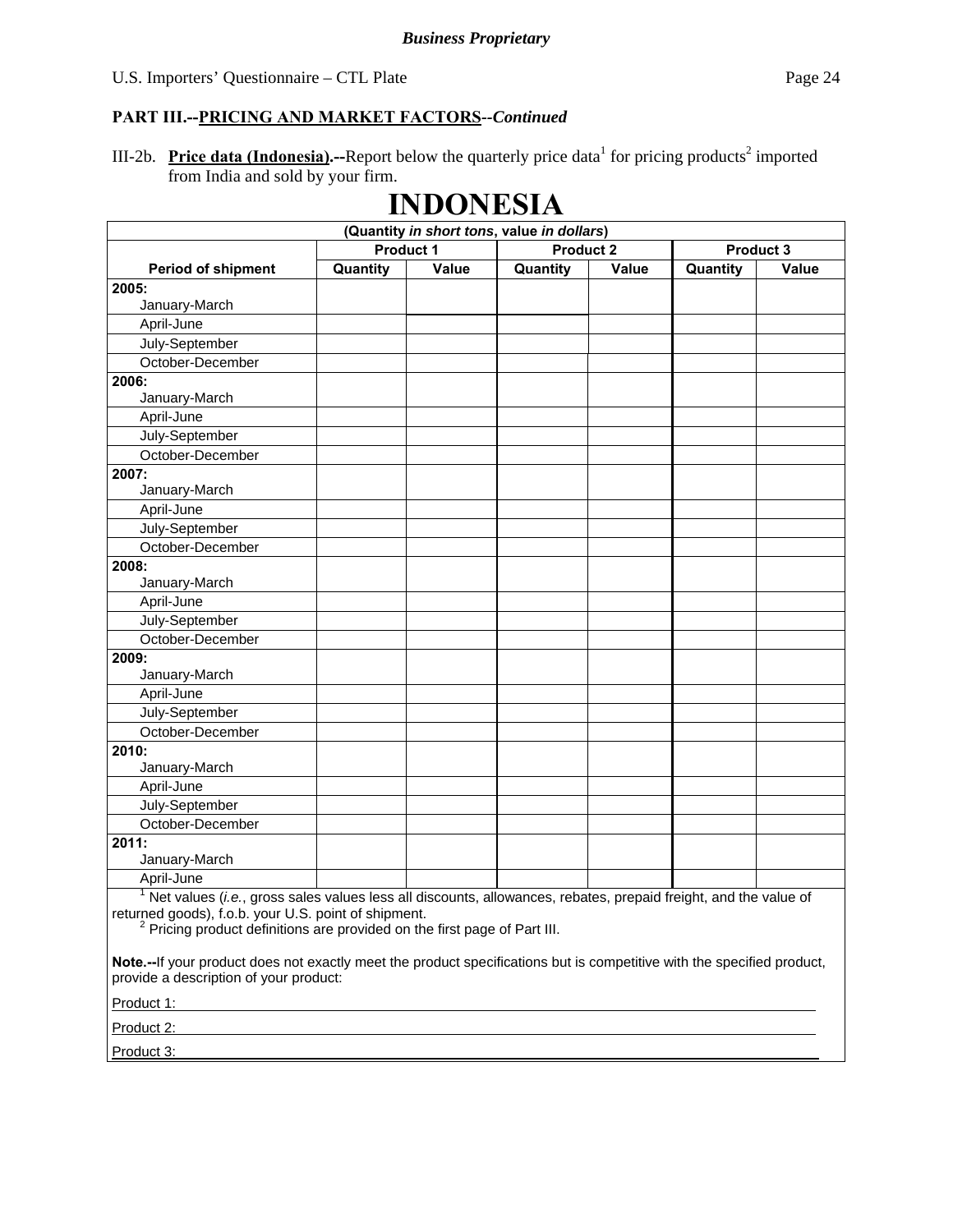**Business Proprietary**

U.S. Importers' Questionnaire – CTL Plate

**PART III.--PRICING AND MARKET FACTORS--*Continued***

III-2b. **Price data (Indonesia).--**Report below the quarterly price data[1] for pricing products[2] imported from India and sold by your firm.

# INDONESIA

| (Quantity *in short tons*, value *in dollars*) | | | | | | |
|---|---|---|---|---|---|---|
| | Product 1 | | Product 2 | | Product 3 | |
| **Period of shipment** | **Quantity** | **Value** | **Quantity** | **Value** | **Quantity** | **Value** |
| **2005:** January-March | | | | | | |
| April-June | | | | | | |
| July-September | | | | | | |
| October-December | | | | | | |
| **2006:** January-March | | | | | | |
| April-June | | | | | | |
| July-September | | | | | | |
| October-December | | | | | | |
| **2007:** January-March | | | | | | |
| April-June | | | | | | |
| July-September | | | | | | |
| October-December | | | | | | |
| **2008:** January-March | | | | | | |
| April-June | | | | | | |
| July-September | | | | | | |
| October-December | | | | | | |
| **2009:** January-March | | | | | | |
| April-June | | | | | | |
| July-September | | | | | | |
| October-December | | | | | | |
| **2010:** January-March | | | | | | |
| April-June | | | | | | |
| July-September | | | | | | |
| October-December | | | | | | |
| **2011:** January-March | | | | | | |
| April-June | | | | | | |

[1] Net values (*i.e.*, gross sales values less all discounts, allowances, rebates, prepaid freight, and the value of returned goods), f.o.b. your U.S. point of shipment.

[2] Pricing product definitions are provided on the first page of Part III.

**Note.--**If your product does not exactly meet the product specifications but is competitive with the specified product, provide a description of your product:

Product 1: \_\_\_\_\_\_\_\_\_\_\_\_\_\_\_\_\_\_\_\_\_\_\_\_\_\_\_\_\_\_\_\_\_\_\_\_\_\_\_\_\_\_\_\_\_\_\_\_

Product 2: \_\_\_\_\_\_\_\_\_\_\_\_\_\_\_\_\_\_\_\_\_\_\_\_\_\_\_\_\_\_\_\_\_\_\_\_\_\_\_\_\_\_\_\_\_\_\_\_

Product 3: \_\_\_\_\_\_\_\_\_\_\_\_\_\_\_\_\_\_\_\_\_\_\_\_\_\_\_\_\_\_\_\_\_\_\_\_\_\_\_\_\_\_\_\_\_\_\_\_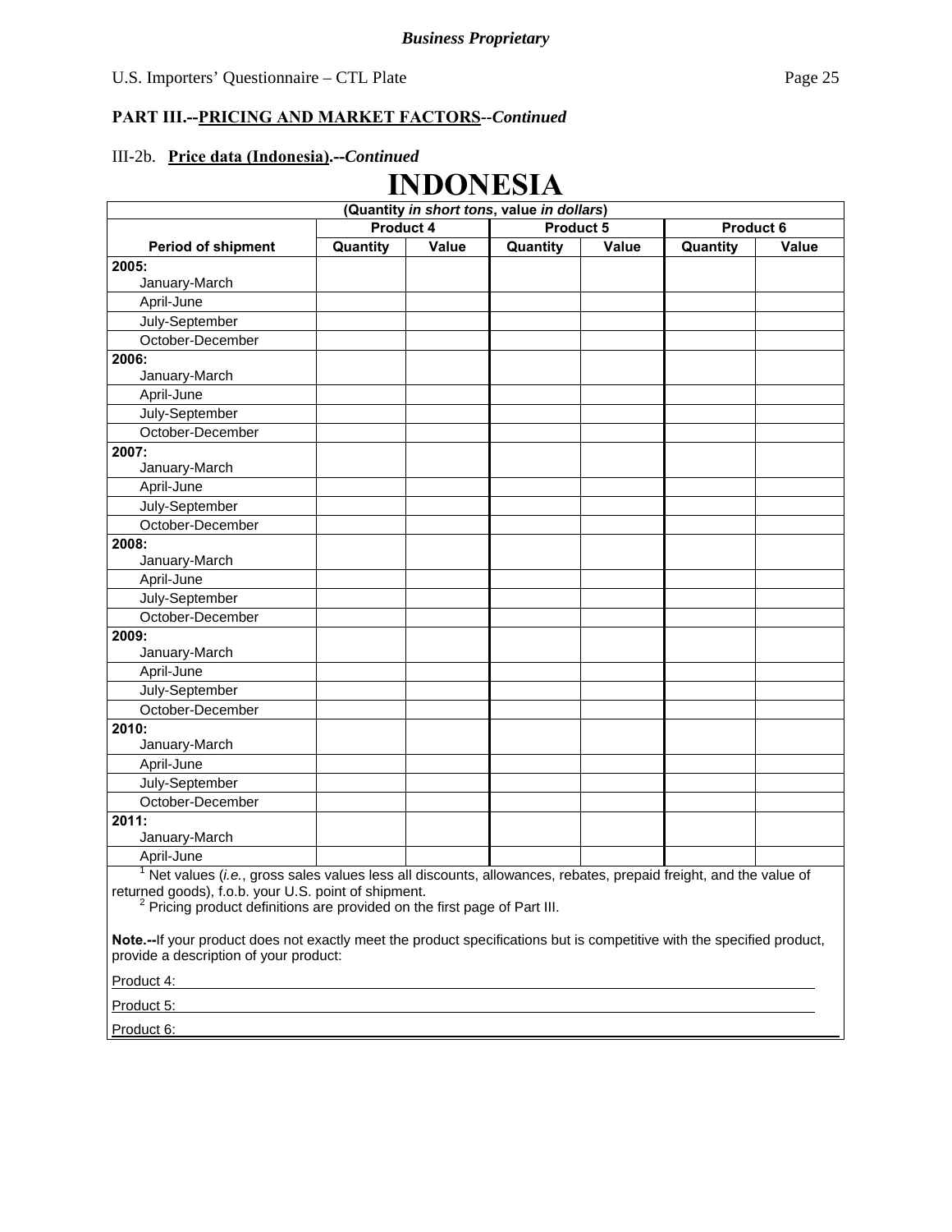*Business Proprietary*

U.S. Importers' Questionnaire – CTL Plate

**PART III.--PRICING AND MARKET FACTORS--*Continued***

III-2b. **Price data (Indonesia).--*Continued***

# INDONESIA

(Quantity *in short tons*, value *in dollars*)

| Period of shipment | Product 4 | | Product 5 | | Product 6 | |
|---|---|---|---|---|---|---|
| | Quantity | Value | Quantity | Value | Quantity | Value |
| **2005:** January-March | | | | | | |
| April-June | | | | | | |
| July-September | | | | | | |
| October-December | | | | | | |
| **2006:** January-March | | | | | | |
| April-June | | | | | | |
| July-September | | | | | | |
| October-December | | | | | | |
| **2007:** January-March | | | | | | |
| April-June | | | | | | |
| July-September | | | | | | |
| October-December | | | | | | |
| **2008:** January-March | | | | | | |
| April-June | | | | | | |
| July-September | | | | | | |
| October-December | | | | | | |
| **2009:** January-March | | | | | | |
| April-June | | | | | | |
| July-September | | | | | | |
| October-December | | | | | | |
| **2010:** January-March | | | | | | |
| April-June | | | | | | |
| July-September | | | | | | |
| October-December | | | | | | |
| **2011:** January-March | | | | | | |
| April-June | | | | | | |

[1] Net values (*i.e.*, gross sales values less all discounts, allowances, rebates, prepaid freight, and the value of returned goods), f.o.b. your U.S. point of shipment.

[2] Pricing product definitions are provided on the first page of Part III.

**Note.--**If your product does not exactly meet the product specifications but is competitive with the specified product, provide a description of your product:

Product 4: ______________________________________________

Product 5: ______________________________________________

Product 6: ______________________________________________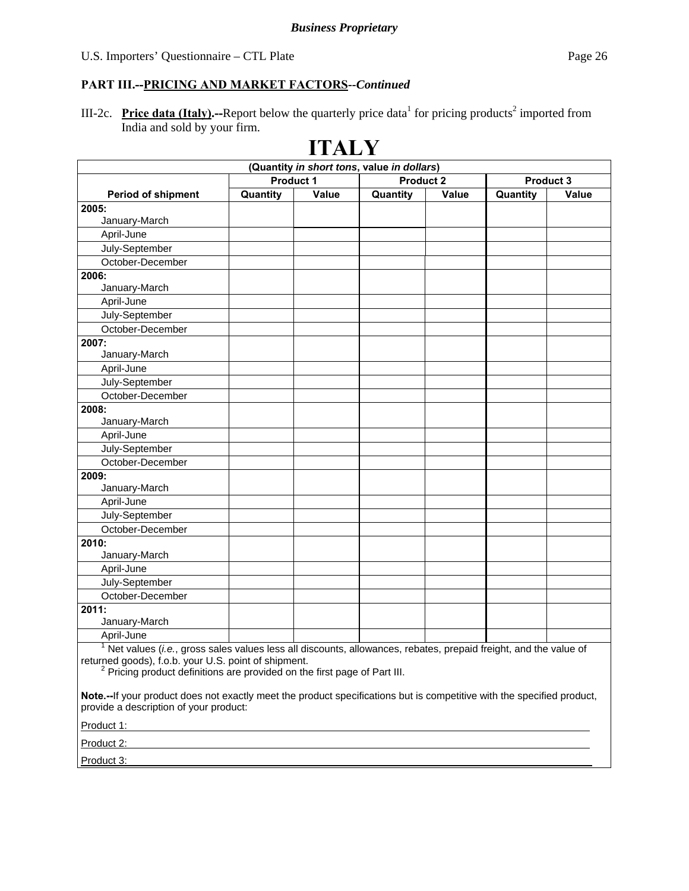**Business Proprietary**

## PART III.--PRICING AND MARKET FACTORS--*Continued*

III-2c. **Price data (Italy).--**Report below the quarterly price data[1] for pricing products[2] imported from India and sold by your firm.

# ITALY

| (Quantity *in short tons*, value *in dollars*) | | | | | | |
|---|---|---|---|---|---|---|
| | Product 1 | | Product 2 | | Product 3 | |
| **Period of shipment** | **Quantity** | **Value** | **Quantity** | **Value** | **Quantity** | **Value** |
| **2005:** January-March | | | | | | |
| April-June | | | | | | |
| July-September | | | | | | |
| October-December | | | | | | |
| **2006:** January-March | | | | | | |
| April-June | | | | | | |
| July-September | | | | | | |
| October-December | | | | | | |
| **2007:** January-March | | | | | | |
| April-June | | | | | | |
| July-September | | | | | | |
| October-December | | | | | | |
| **2008:** January-March | | | | | | |
| April-June | | | | | | |
| July-September | | | | | | |
| October-December | | | | | | |
| **2009:** January-March | | | | | | |
| April-June | | | | | | |
| July-September | | | | | | |
| October-December | | | | | | |
| **2010:** January-March | | | | | | |
| April-June | | | | | | |
| July-September | | | | | | |
| October-December | | | | | | |
| **2011:** January-March | | | | | | |
| April-June | | | | | | |

[1] Net values (*i.e.*, gross sales values less all discounts, allowances, rebates, prepaid freight, and the value of returned goods), f.o.b. your U.S. point of shipment.

[2] Pricing product definitions are provided on the first page of Part III.

**Note.--**If your product does not exactly meet the product specifications but is competitive with the specified product, provide a description of your product:

Product 1: ______________________________

Product 2: ______________________________

Product 3: ______________________________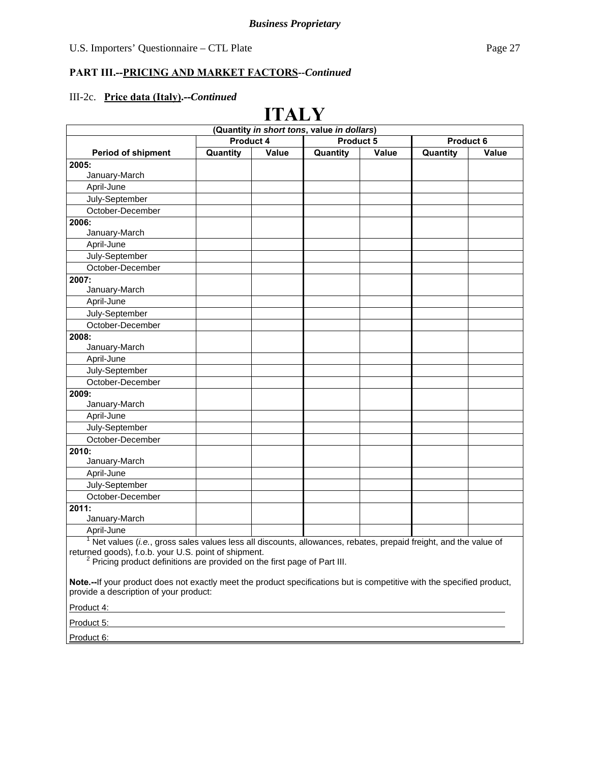**PART III.--PRICING AND MARKET FACTORS**--*Continued*

III-2c. **Price data (Italy).--*Continued***

# ITALY

| (Quantity *in short tons*, value *in dollars*) | | | | | | |
|---|---|---|---|---|---|---|
| | Product 4 | | Product 5 | | Product 6 | |
| **Period of shipment** | **Quantity** | **Value** | **Quantity** | **Value** | **Quantity** | **Value** |
| **2005:** January-March | | | | | | |
| April-June | | | | | | |
| July-September | | | | | | |
| October-December | | | | | | |
| **2006:** January-March | | | | | | |
| April-June | | | | | | |
| July-September | | | | | | |
| October-December | | | | | | |
| **2007:** January-March | | | | | | |
| April-June | | | | | | |
| July-September | | | | | | |
| October-December | | | | | | |
| **2008:** January-March | | | | | | |
| April-June | | | | | | |
| July-September | | | | | | |
| October-December | | | | | | |
| **2009:** January-March | | | | | | |
| April-June | | | | | | |
| July-September | | | | | | |
| October-December | | | | | | |
| **2010:** January-March | | | | | | |
| April-June | | | | | | |
| July-September | | | | | | |
| October-December | | | | | | |
| **2011:** January-March | | | | | | |
| April-June | | | | | | |

[1] Net values (*i.e.*, gross sales values less all discounts, allowances, rebates, prepaid freight, and the value of returned goods), f.o.b. your U.S. point of shipment.

[2] Pricing product definitions are provided on the first page of Part III.

**Note.--**If your product does not exactly meet the product specifications but is competitive with the specified product, provide a description of your product:

Product 4: \_\_\_\_\_\_\_\_\_\_\_\_\_\_\_\_\_\_\_\_\_\_\_\_\_\_\_\_\_\_\_\_\_\_\_\_\_\_\_\_

Product 5: \_\_\_\_\_\_\_\_\_\_\_\_\_\_\_\_\_\_\_\_\_\_\_\_\_\_\_\_\_\_\_\_\_\_\_\_\_\_\_\_

Product 6: \_\_\_\_\_\_\_\_\_\_\_\_\_\_\_\_\_\_\_\_\_\_\_\_\_\_\_\_\_\_\_\_\_\_\_\_\_\_\_\_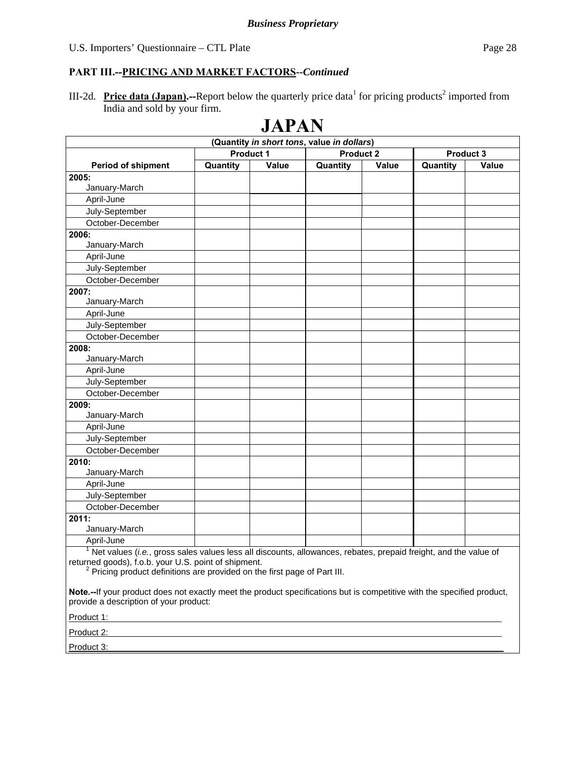## PART III.--PRICING AND MARKET FACTORS--*Continued*

III-2d. **Price data (Japan).--**Report below the quarterly price data[1] for pricing products[2] imported from India and sold by your firm.

# JAPAN

| (Quantity *in short tons*, value *in dollars*) | | | | | | |
|---|---|---|---|---|---|---|
| | Product 1 | | Product 2 | | Product 3 | |
| **Period of shipment** | **Quantity** | **Value** | **Quantity** | **Value** | **Quantity** | **Value** |
| **2005:** January-March | | | | | | |
| April-June | | | | | | |
| July-September | | | | | | |
| October-December | | | | | | |
| **2006:** January-March | | | | | | |
| April-June | | | | | | |
| July-September | | | | | | |
| October-December | | | | | | |
| **2007:** January-March | | | | | | |
| April-June | | | | | | |
| July-September | | | | | | |
| October-December | | | | | | |
| **2008:** January-March | | | | | | |
| April-June | | | | | | |
| July-September | | | | | | |
| October-December | | | | | | |
| **2009:** January-March | | | | | | |
| April-June | | | | | | |
| July-September | | | | | | |
| October-December | | | | | | |
| **2010:** January-March | | | | | | |
| April-June | | | | | | |
| July-September | | | | | | |
| October-December | | | | | | |
| **2011:** January-March | | | | | | |
| April-June | | | | | | |

[1] Net values (*i.e.*, gross sales values less all discounts, allowances, rebates, prepaid freight, and the value of returned goods), f.o.b. your U.S. point of shipment.
[2] Pricing product definitions are provided on the first page of Part III.

**Note.--**If your product does not exactly meet the product specifications but is competitive with the specified product, provide a description of your product:

Product 1: ____________________

Product 2: ____________________

Product 3: ____________________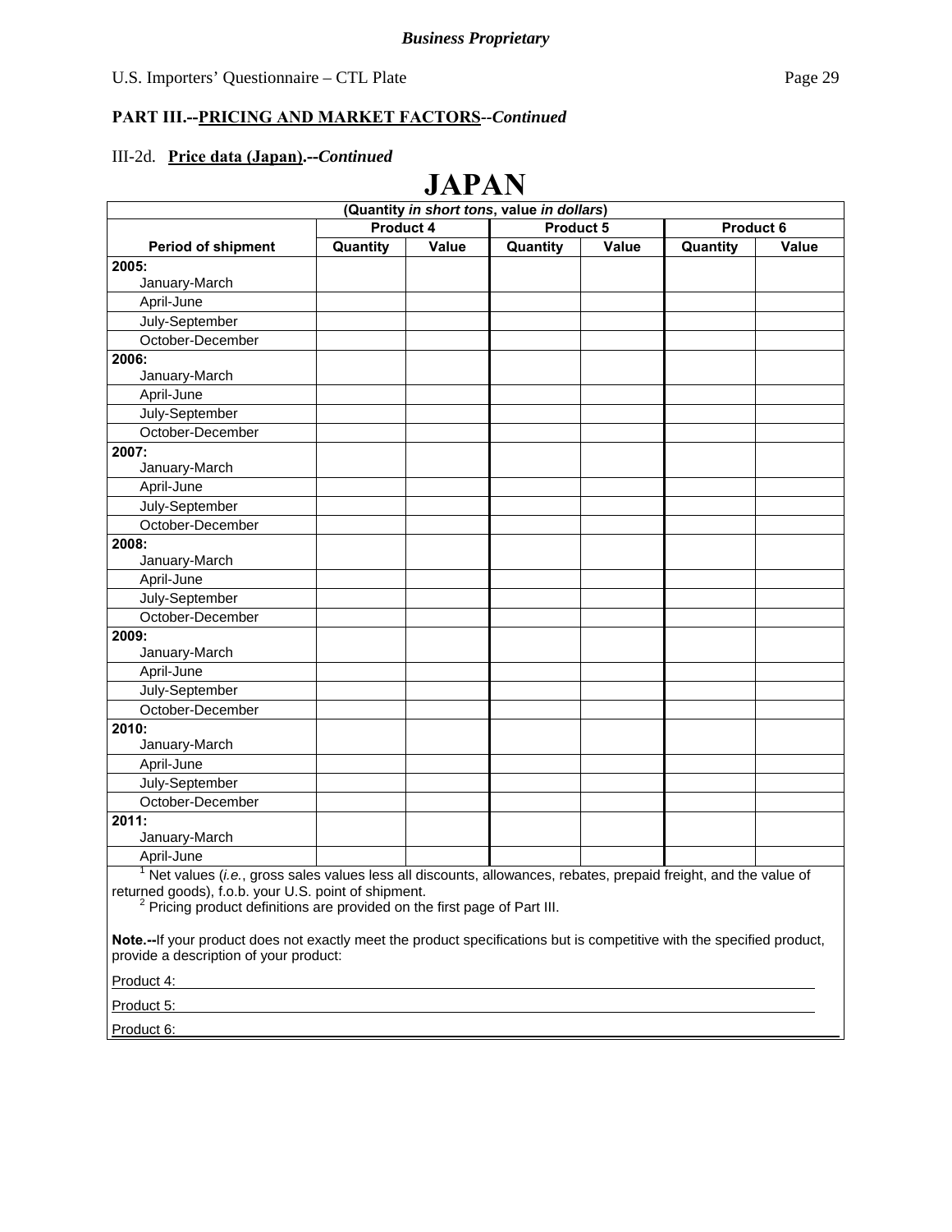**Business Proprietary**

U.S. Importers' Questionnaire – CTL Plate

**PART III.--PRICING AND MARKET FACTORS--*Continued***

III-2d. **Price data (Japan).--*Continued***

# JAPAN

| (Quantity *in short tons*, value *in dollars*) | | | | | | |
|---|---|---|---|---|---|---|
| | **Product 4** | | **Product 5** | | **Product 6** | |
| **Period of shipment** | **Quantity** | **Value** | **Quantity** | **Value** | **Quantity** | **Value** |
| **2005:** January-March | | | | | | |
| April-June | | | | | | |
| July-September | | | | | | |
| October-December | | | | | | |
| **2006:** January-March | | | | | | |
| April-June | | | | | | |
| July-September | | | | | | |
| October-December | | | | | | |
| **2007:** January-March | | | | | | |
| April-June | | | | | | |
| July-September | | | | | | |
| October-December | | | | | | |
| **2008:** January-March | | | | | | |
| April-June | | | | | | |
| July-September | | | | | | |
| October-December | | | | | | |
| **2009:** January-March | | | | | | |
| April-June | | | | | | |
| July-September | | | | | | |
| October-December | | | | | | |
| **2010:** January-March | | | | | | |
| April-June | | | | | | |
| July-September | | | | | | |
| October-December | | | | | | |
| **2011:** January-March | | | | | | |
| April-June | | | | | | |

[1] Net values (*i.e.*, gross sales values less all discounts, allowances, rebates, prepaid freight, and the value of returned goods), f.o.b. your U.S. point of shipment.

[2] Pricing product definitions are provided on the first page of Part III.

**Note.--**If your product does not exactly meet the product specifications but is competitive with the specified product, provide a description of your product:

Product 4: ______________________________

Product 5: ______________________________

Product 6: ______________________________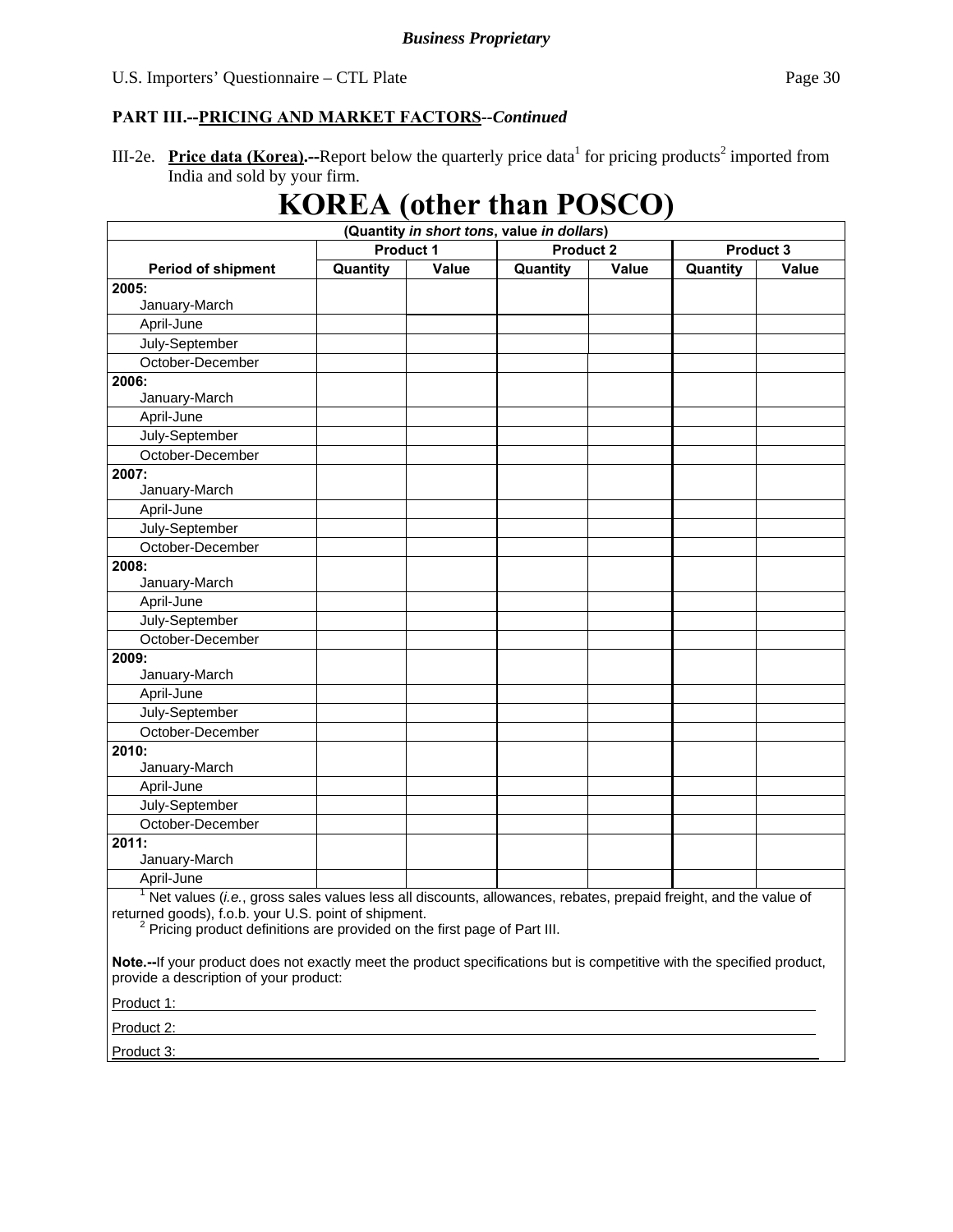**Business Proprietary**

U.S. Importers' Questionnaire – CTL Plate

**PART III.--PRICING AND MARKET FACTORS--*Continued***

III-2e. **Price data (Korea).--**Report below the quarterly price data[1] for pricing products[2] imported from India and sold by your firm.

# KOREA (other than POSCO)

| (Quantity *in short tons*, value *in dollars*) | | | | | | |
|---|---|---|---|---|---|---|
| | Product 1 | | Product 2 | | Product 3 | |
| Period of shipment | Quantity | Value | Quantity | Value | Quantity | Value |
| **2005:** January-March | | | | | | |
| April-June | | | | | | |
| July-September | | | | | | |
| October-December | | | | | | |
| **2006:** January-March | | | | | | |
| April-June | | | | | | |
| July-September | | | | | | |
| October-December | | | | | | |
| **2007:** January-March | | | | | | |
| April-June | | | | | | |
| July-September | | | | | | |
| October-December | | | | | | |
| **2008:** January-March | | | | | | |
| April-June | | | | | | |
| July-September | | | | | | |
| October-December | | | | | | |
| **2009:** January-March | | | | | | |
| April-June | | | | | | |
| July-September | | | | | | |
| October-December | | | | | | |
| **2010:** January-March | | | | | | |
| April-June | | | | | | |
| July-September | | | | | | |
| October-December | | | | | | |
| **2011:** January-March | | | | | | |
| April-June | | | | | | |

[1] Net values (*i.e.*, gross sales values less all discounts, allowances, rebates, prepaid freight, and the value of returned goods), f.o.b. your U.S. point of shipment.

[2] Pricing product definitions are provided on the first page of Part III.

**Note.--**If your product does not exactly meet the product specifications but is competitive with the specified product, provide a description of your product:

Product 1: ______________________________________________

Product 2: ______________________________________________

Product 3: ______________________________________________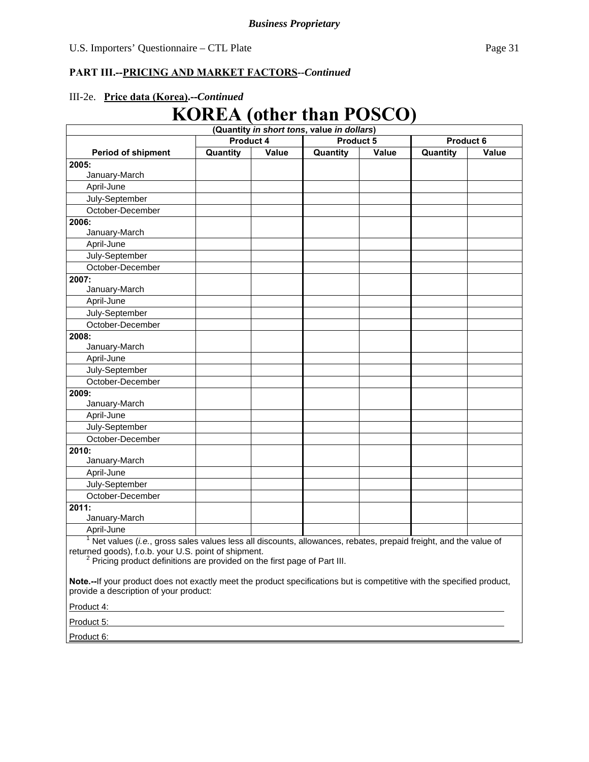*Business Proprietary*

U.S. Importers' Questionnaire – CTL Plate

**PART III.--PRICING AND MARKET FACTORS--*Continued***

III-2e. **Price data (Korea).--*Continued***

# KOREA (other than POSCO)

| (Quantity *in short tons*, value *in dollars*) | | | | | | |
|---|---|---|---|---|---|---|
| | Product 4 | | Product 5 | | Product 6 | |
| **Period of shipment** | **Quantity** | **Value** | **Quantity** | **Value** | **Quantity** | **Value** |
| **2005:** January-March | | | | | | |
| April-June | | | | | | |
| July-September | | | | | | |
| October-December | | | | | | |
| **2006:** January-March | | | | | | |
| April-June | | | | | | |
| July-September | | | | | | |
| October-December | | | | | | |
| **2007:** January-March | | | | | | |
| April-June | | | | | | |
| July-September | | | | | | |
| October-December | | | | | | |
| **2008:** January-March | | | | | | |
| April-June | | | | | | |
| July-September | | | | | | |
| October-December | | | | | | |
| **2009:** January-March | | | | | | |
| April-June | | | | | | |
| July-September | | | | | | |
| October-December | | | | | | |
| **2010:** January-March | | | | | | |
| April-June | | | | | | |
| July-September | | | | | | |
| October-December | | | | | | |
| **2011:** January-March | | | | | | |
| April-June | | | | | | |

[1] Net values (*i.e.*, gross sales values less all discounts, allowances, rebates, prepaid freight, and the value of returned goods), f.o.b. your U.S. point of shipment.

[2] Pricing product definitions are provided on the first page of Part III.

**Note.--**If your product does not exactly meet the product specifications but is competitive with the specified product, provide a description of your product:

Product 4: ______________________________

Product 5: ______________________________

Product 6: ______________________________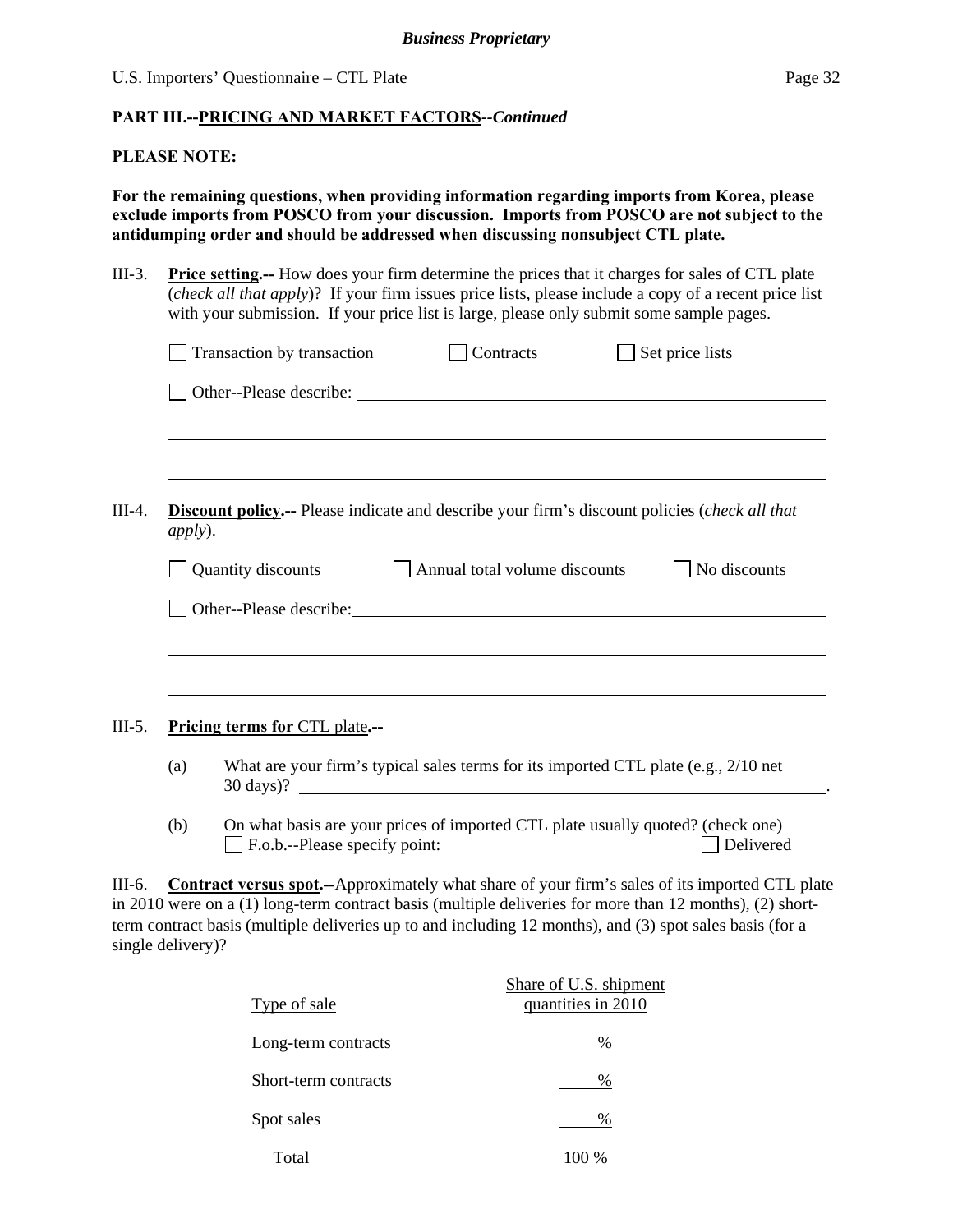*Business Proprietary*

**PART III.--PRICING AND MARKET FACTORS--*Continued***

**PLEASE NOTE:**

**For the remaining questions, when providing information regarding imports from Korea, please exclude imports from POSCO from your discussion. Imports from POSCO are not subject to the antidumping order and should be addressed when discussing nonsubject CTL plate.**

III-3. **Price setting.--** How does your firm determine the prices that it charges for sales of CTL plate (*check all that apply*)? If your firm issues price lists, please include a copy of a recent price list with your submission. If your price list is large, please only submit some sample pages.

☐ Transaction by transaction ☐ Contracts ☐ Set price lists

☐ Other--Please describe: ______________________________________________

______________________________________________________________________

______________________________________________________________________

III-4. **Discount policy.--** Please indicate and describe your firm's discount policies (*check all that apply*).

☐ Quantity discounts ☐ Annual total volume discounts ☐ No discounts

☐ Other--Please describe: ______________________________________________

______________________________________________________________________

______________________________________________________________________

III-5. **Pricing terms for CTL plate.--**

(a) What are your firm's typical sales terms for its imported CTL plate (e.g., 2/10 net 30 days)? ______________________________________________.

(b) On what basis are your prices of imported CTL plate usually quoted? (check one)
☐ F.o.b.--Please specify point: ____________________ ☐ Delivered

III-6. **Contract versus spot.--**Approximately what share of your firm's sales of its imported CTL plate in 2010 were on a (1) long-term contract basis (multiple deliveries for more than 12 months), (2) short-term contract basis (multiple deliveries up to and including 12 months), and (3) spot sales basis (for a single delivery)?

| Type of sale | Share of U.S. shipment quantities in 2010 |
|---|---|
| Long-term contracts | ____ % |
| Short-term contracts | ____ % |
| Spot sales | ____ % |
| Total | 100 % |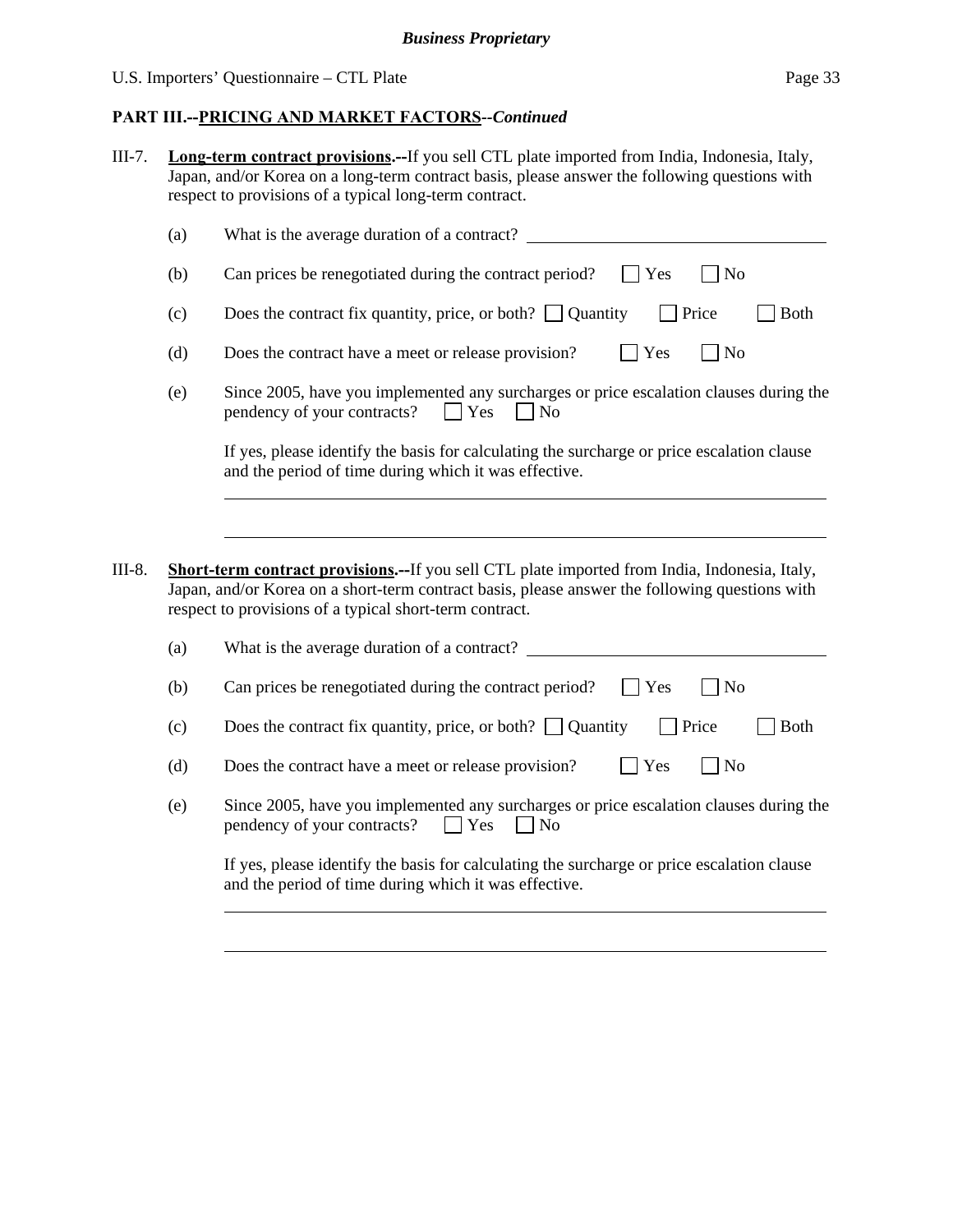**PART III.--PRICING AND MARKET FACTORS--*Continued***

III-7. **Long-term contract provisions.--**If you sell CTL plate imported from India, Indonesia, Italy, Japan, and/or Korea on a long-term contract basis, please answer the following questions with respect to provisions of a typical long-term contract.

(a) What is the average duration of a contract? \_\_\_\_\_\_\_\_\_\_\_\_\_\_\_\_\_\_\_\_

(b) Can prices be renegotiated during the contract period? ☐ Yes ☐ No

(c) Does the contract fix quantity, price, or both? ☐ Quantity ☐ Price ☐ Both

(d) Does the contract have a meet or release provision? ☐ Yes ☐ No

(e) Since 2005, have you implemented any surcharges or price escalation clauses during the pendency of your contracts? ☐ Yes ☐ No

If yes, please identify the basis for calculating the surcharge or price escalation clause and the period of time during which it was effective.

\_\_\_\_\_\_\_\_\_\_\_\_\_\_\_\_\_\_\_\_\_\_\_\_\_\_\_\_\_\_\_\_\_\_\_\_\_\_\_\_

\_\_\_\_\_\_\_\_\_\_\_\_\_\_\_\_\_\_\_\_\_\_\_\_\_\_\_\_\_\_\_\_\_\_\_\_\_\_\_\_

III-8. **Short-term contract provisions.--**If you sell CTL plate imported from India, Indonesia, Italy, Japan, and/or Korea on a short-term contract basis, please answer the following questions with respect to provisions of a typical short-term contract.

(a) What is the average duration of a contract? \_\_\_\_\_\_\_\_\_\_\_\_\_\_\_\_\_\_\_\_

(b) Can prices be renegotiated during the contract period? ☐ Yes ☐ No

(c) Does the contract fix quantity, price, or both? ☐ Quantity ☐ Price ☐ Both

(d) Does the contract have a meet or release provision? ☐ Yes ☐ No

(e) Since 2005, have you implemented any surcharges or price escalation clauses during the pendency of your contracts? ☐ Yes ☐ No

If yes, please identify the basis for calculating the surcharge or price escalation clause and the period of time during which it was effective.

\_\_\_\_\_\_\_\_\_\_\_\_\_\_\_\_\_\_\_\_\_\_\_\_\_\_\_\_\_\_\_\_\_\_\_\_\_\_\_\_

\_\_\_\_\_\_\_\_\_\_\_\_\_\_\_\_\_\_\_\_\_\_\_\_\_\_\_\_\_\_\_\_\_\_\_\_\_\_\_\_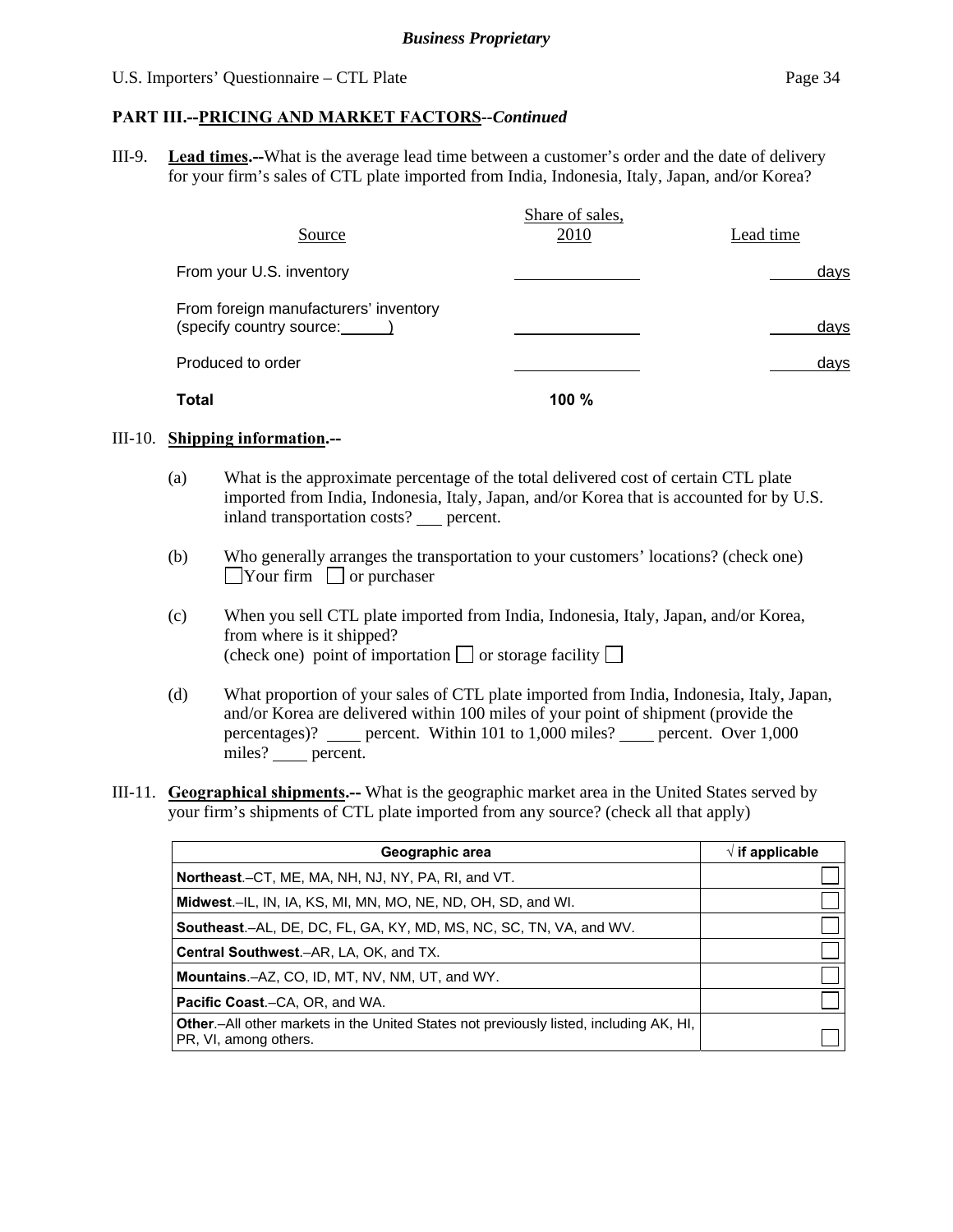**PART III.--PRICING AND MARKET FACTORS**--*Continued*

III-9. **Lead times.--**What is the average lead time between a customer's order and the date of delivery for your firm's sales of CTL plate imported from India, Indonesia, Italy, Japan, and/or Korea?

| Source | Share of sales, 2010 | Lead time |
|---|---|---|
| From your U.S. inventory | ______ | ______ days |
| From foreign manufacturers' inventory (specify country source: ______) | ______ | ______ days |
| Produced to order | ______ | ______ days |
| **Total** | **100 %** | |

III-10. **Shipping information.--**

(a) What is the approximate percentage of the total delivered cost of certain CTL plate imported from India, Indonesia, Italy, Japan, and/or Korea that is accounted for by U.S. inland transportation costs? ___ percent.

(b) Who generally arranges the transportation to your customers' locations? (check one)
☐ Your firm ☐ or purchaser

(c) When you sell CTL plate imported from India, Indonesia, Italy, Japan, and/or Korea, from where is it shipped?
(check one) point of importation ☐ or storage facility ☐

(d) What proportion of your sales of CTL plate imported from India, Indonesia, Italy, Japan, and/or Korea are delivered within 100 miles of your point of shipment (provide the percentages)? ____ percent. Within 101 to 1,000 miles? ____ percent. Over 1,000 miles? ____ percent.

III-11. **Geographical shipments.--** What is the geographic market area in the United States served by your firm's shipments of CTL plate imported from any source? (check all that apply)

| Geographic area | √ if applicable |
|---|---|
| **Northeast**.–CT, ME, MA, NH, NJ, NY, PA, RI, and VT. | ☐ |
| **Midwest**.–IL, IN, IA, KS, MI, MN, MO, NE, ND, OH, SD, and WI. | ☐ |
| **Southeast**.–AL, DE, DC, FL, GA, KY, MD, MS, NC, SC, TN, VA, and WV. | ☐ |
| **Central Southwest**.–AR, LA, OK, and TX. | ☐ |
| **Mountains**.–AZ, CO, ID, MT, NV, NM, UT, and WY. | ☐ |
| **Pacific Coast**.–CA, OR, and WA. | ☐ |
| **Other**.–All other markets in the United States not previously listed, including AK, HI, PR, VI, among others. | ☐ |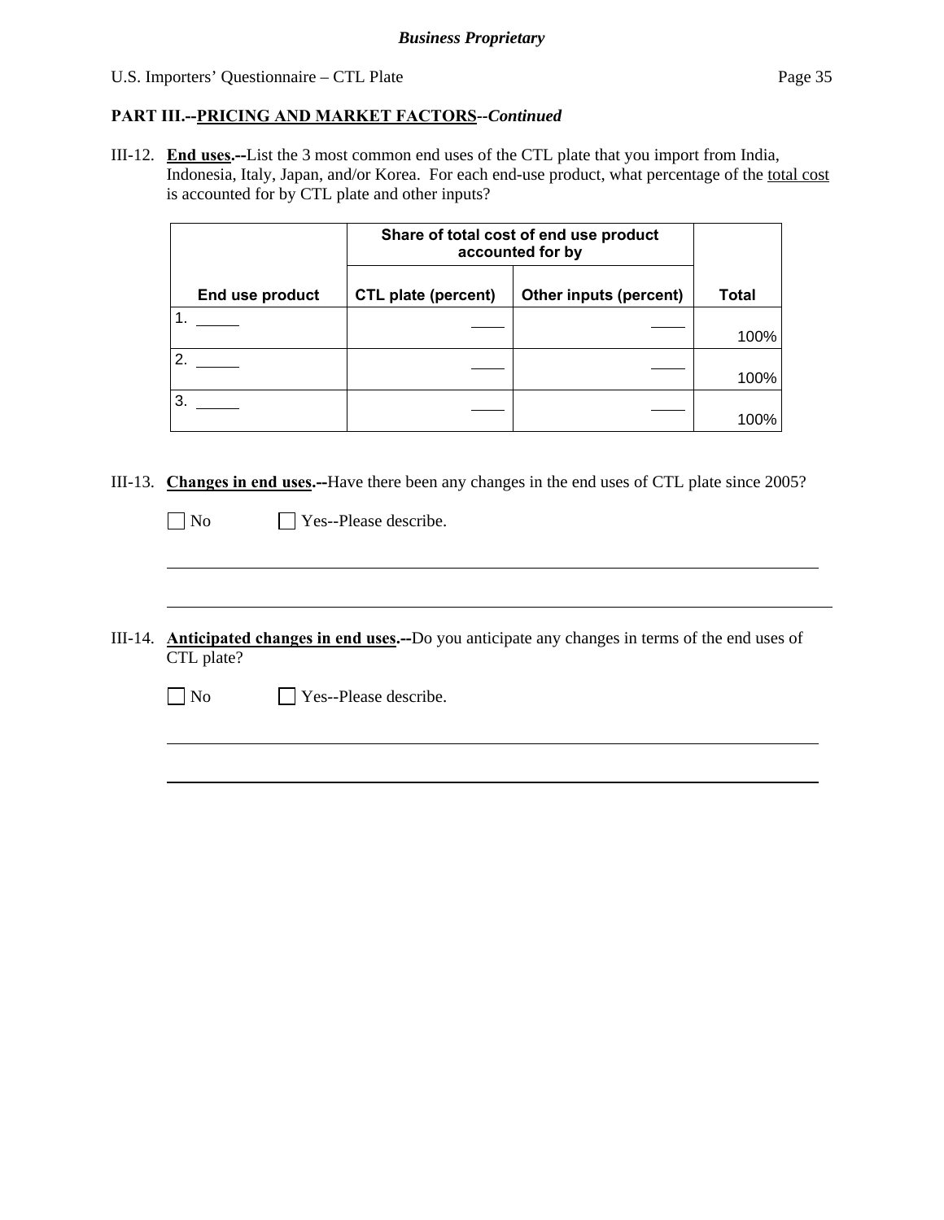## PART III.--PRICING AND MARKET FACTORS--*Continued*

III-12. **End uses.--**List the 3 most common end uses of the CTL plate that you import from India, Indonesia, Italy, Japan, and/or Korea. For each end-use product, what percentage of the total cost is accounted for by CTL plate and other inputs?

| End use product | Share of total cost of end use product accounted for by | | Total |
|---|---|---|---|
| | CTL plate (percent) | Other inputs (percent) | |
| 1. _____ | ____ | ____ | 100% |
| 2. _____ | ____ | ____ | 100% |
| 3. _____ | ____ | ____ | 100% |

III-13. **Changes in end uses.--**Have there been any changes in the end uses of CTL plate since 2005?

☐ No ☐ Yes--Please describe.

______________________________________________________________________

______________________________________________________________________

III-14. **Anticipated changes in end uses.--**Do you anticipate any changes in terms of the end uses of CTL plate?

☐ No ☐ Yes--Please describe.

______________________________________________________________________

______________________________________________________________________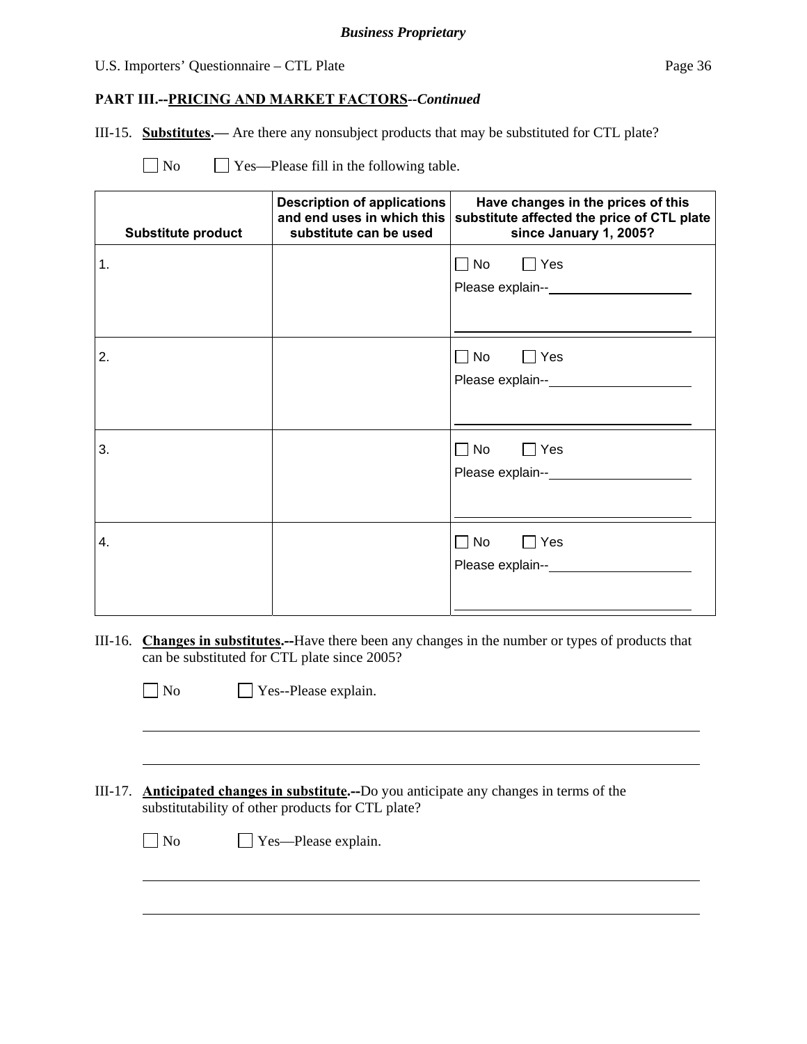**PART III.--PRICING AND MARKET FACTORS--*Continued***

III-15. **Substitutes.—** Are there any nonsubject products that may be substituted for CTL plate?

☐ No ☐ Yes—Please fill in the following table.

| Substitute product | Description of applications and end uses in which this substitute can be used | Have changes in the prices of this substitute affected the price of CTL plate since January 1, 2005? |
|---|---|---|
| 1. | | ☐ No ☐ Yes<br>Please explain--________ |
| 2. | | ☐ No ☐ Yes<br>Please explain--________ |
| 3. | | ☐ No ☐ Yes<br>Please explain--________ |
| 4. | | ☐ No ☐ Yes<br>Please explain--________ |

III-16. **Changes in substitutes.--**Have there been any changes in the number or types of products that can be substituted for CTL plate since 2005?

☐ No ☐ Yes--Please explain.

________________________________________

________________________________________

III-17. **Anticipated changes in substitute.--**Do you anticipate any changes in terms of the substitutability of other products for CTL plate?

☐ No ☐ Yes—Please explain.

________________________________________

________________________________________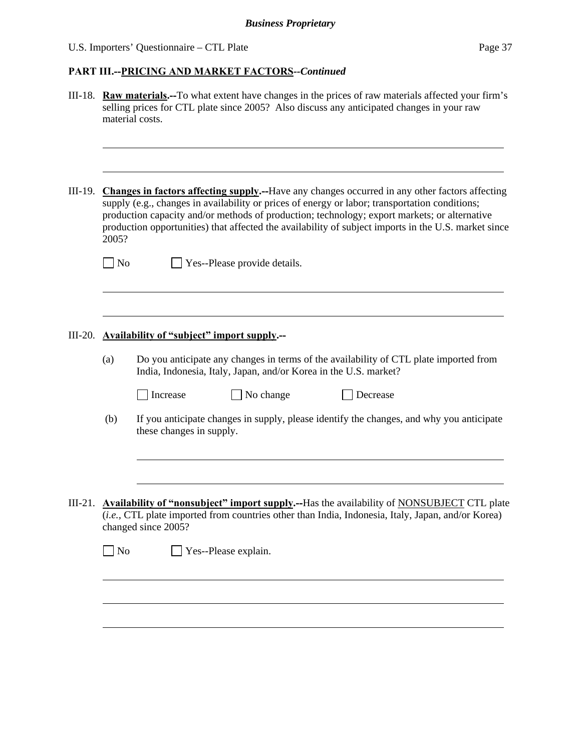**PART III.--PRICING AND MARKET FACTORS--*Continued***

III-18. **Raw materials.--**To what extent have changes in the prices of raw materials affected your firm's selling prices for CTL plate since 2005? Also discuss any anticipated changes in your raw material costs.

III-19. **Changes in factors affecting supply.--**Have any changes occurred in any other factors affecting supply (e.g., changes in availability or prices of energy or labor; transportation conditions; production capacity and/or methods of production; technology; export markets; or alternative production opportunities) that affected the availability of subject imports in the U.S. market since 2005?

☐ No ☐ Yes--Please provide details.

III-20. **Availability of "subject" import supply.--**

(a) Do you anticipate any changes in terms of the availability of CTL plate imported from India, Indonesia, Italy, Japan, and/or Korea in the U.S. market?

☐ Increase ☐ No change ☐ Decrease

(b) If you anticipate changes in supply, please identify the changes, and why you anticipate these changes in supply.

III-21. **Availability of "nonsubject" import supply.--**Has the availability of NONSUBJECT CTL plate (*i.e.*, CTL plate imported from countries other than India, Indonesia, Italy, Japan, and/or Korea) changed since 2005?

☐ No ☐ Yes--Please explain.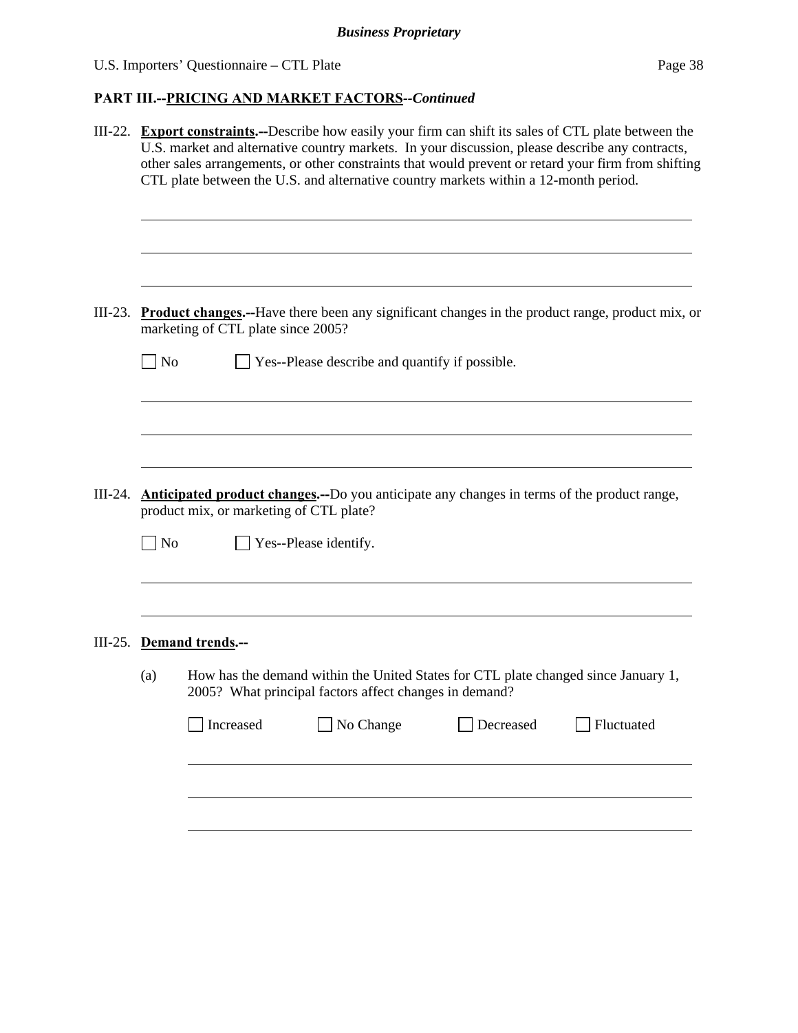## PART III.--PRICING AND MARKET FACTORS--*Continued*

III-22. **Export constraints.--**Describe how easily your firm can shift its sales of CTL plate between the U.S. market and alternative country markets. In your discussion, please describe any contracts, other sales arrangements, or other constraints that would prevent or retard your firm from shifting CTL plate between the U.S. and alternative country markets within a 12-month period.

III-23. **Product changes.--**Have there been any significant changes in the product range, product mix, or marketing of CTL plate since 2005?

☐ No ☐ Yes--Please describe and quantify if possible.

III-24. **Anticipated product changes.--**Do you anticipate any changes in terms of the product range, product mix, or marketing of CTL plate?

☐ No ☐ Yes--Please identify.

III-25. **Demand trends.--**

(a) How has the demand within the United States for CTL plate changed since January 1, 2005? What principal factors affect changes in demand?

☐ Increased ☐ No Change ☐ Decreased ☐ Fluctuated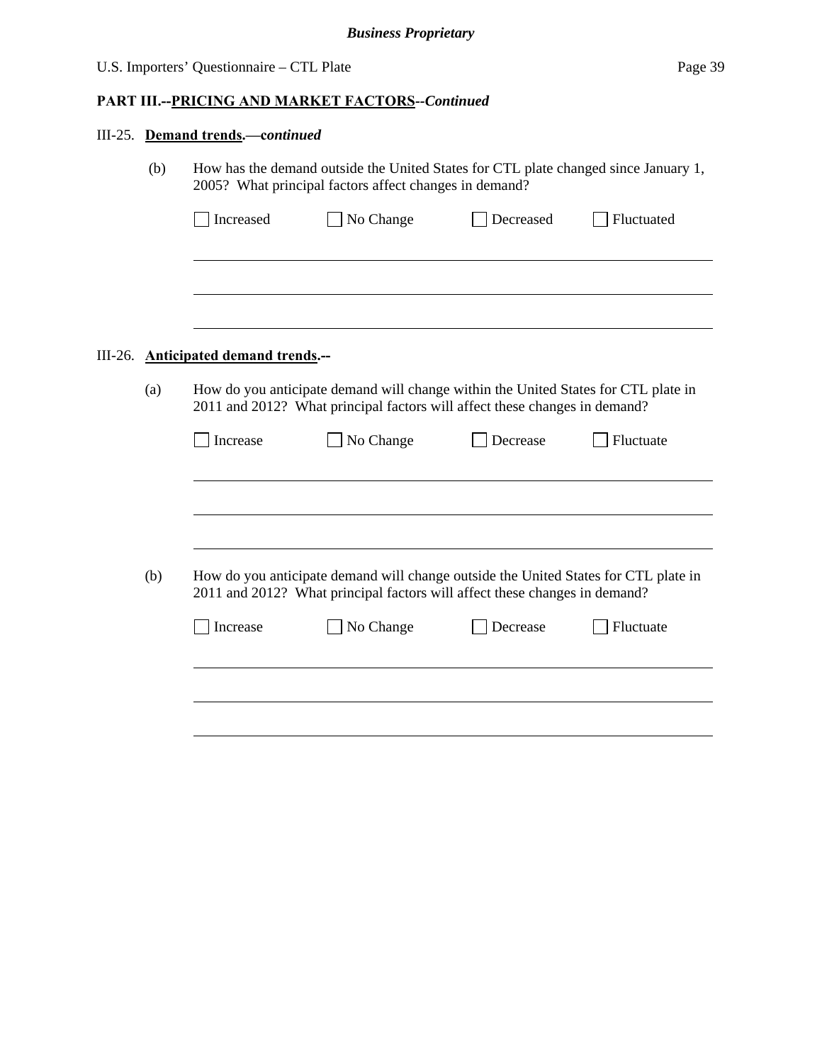**PART III.--PRICING AND MARKET FACTORS--*Continued***

III-25. **Demand trends.—*continued***

(b) How has the demand outside the United States for CTL plate changed since January 1, 2005? What principal factors affect changes in demand?

☐ Increased ☐ No Change ☐ Decreased ☐ Fluctuated

\_\_\_\_\_\_\_\_\_\_\_\_\_\_\_\_\_\_\_\_\_\_\_\_\_\_\_\_\_\_\_\_\_\_\_\_\_\_\_\_\_\_\_\_\_\_\_\_\_\_\_\_\_\_\_\_\_\_\_\_

\_\_\_\_\_\_\_\_\_\_\_\_\_\_\_\_\_\_\_\_\_\_\_\_\_\_\_\_\_\_\_\_\_\_\_\_\_\_\_\_\_\_\_\_\_\_\_\_\_\_\_\_\_\_\_\_\_\_\_\_

\_\_\_\_\_\_\_\_\_\_\_\_\_\_\_\_\_\_\_\_\_\_\_\_\_\_\_\_\_\_\_\_\_\_\_\_\_\_\_\_\_\_\_\_\_\_\_\_\_\_\_\_\_\_\_\_\_\_\_\_

III-26. **Anticipated demand trends.--**

(a) How do you anticipate demand will change within the United States for CTL plate in 2011 and 2012? What principal factors will affect these changes in demand?

☐ Increase ☐ No Change ☐ Decrease ☐ Fluctuate

\_\_\_\_\_\_\_\_\_\_\_\_\_\_\_\_\_\_\_\_\_\_\_\_\_\_\_\_\_\_\_\_\_\_\_\_\_\_\_\_\_\_\_\_\_\_\_\_\_\_\_\_\_\_\_\_\_\_\_\_

\_\_\_\_\_\_\_\_\_\_\_\_\_\_\_\_\_\_\_\_\_\_\_\_\_\_\_\_\_\_\_\_\_\_\_\_\_\_\_\_\_\_\_\_\_\_\_\_\_\_\_\_\_\_\_\_\_\_\_\_

\_\_\_\_\_\_\_\_\_\_\_\_\_\_\_\_\_\_\_\_\_\_\_\_\_\_\_\_\_\_\_\_\_\_\_\_\_\_\_\_\_\_\_\_\_\_\_\_\_\_\_\_\_\_\_\_\_\_\_\_

(b) How do you anticipate demand will change outside the United States for CTL plate in 2011 and 2012? What principal factors will affect these changes in demand?

☐ Increase ☐ No Change ☐ Decrease ☐ Fluctuate

\_\_\_\_\_\_\_\_\_\_\_\_\_\_\_\_\_\_\_\_\_\_\_\_\_\_\_\_\_\_\_\_\_\_\_\_\_\_\_\_\_\_\_\_\_\_\_\_\_\_\_\_\_\_\_\_\_\_\_\_

\_\_\_\_\_\_\_\_\_\_\_\_\_\_\_\_\_\_\_\_\_\_\_\_\_\_\_\_\_\_\_\_\_\_\_\_\_\_\_\_\_\_\_\_\_\_\_\_\_\_\_\_\_\_\_\_\_\_\_\_

\_\_\_\_\_\_\_\_\_\_\_\_\_\_\_\_\_\_\_\_\_\_\_\_\_\_\_\_\_\_\_\_\_\_\_\_\_\_\_\_\_\_\_\_\_\_\_\_\_\_\_\_\_\_\_\_\_\_\_\_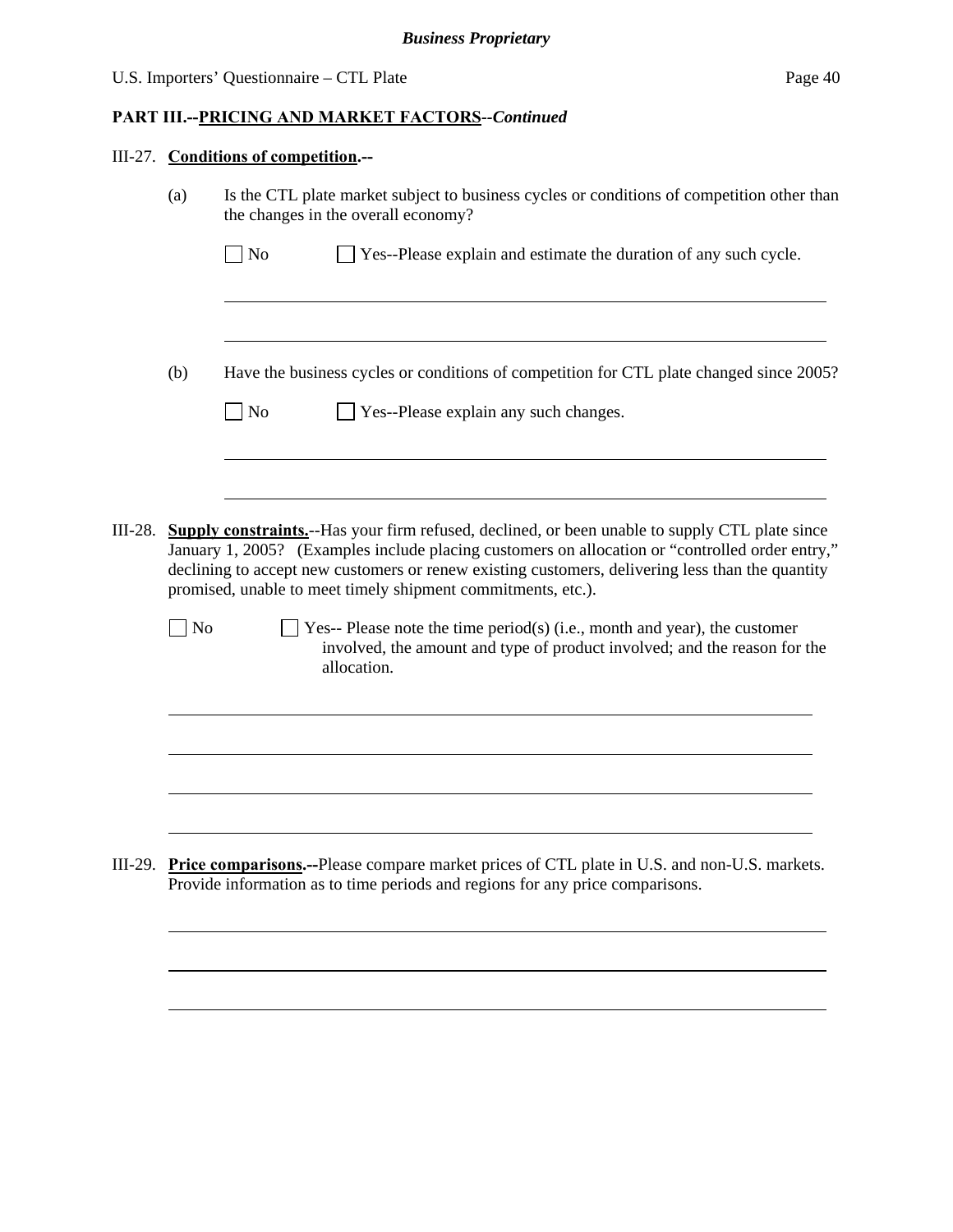**PART III.--PRICING AND MARKET FACTORS--*Continued***

III-27. **Conditions of competition.--**

(a) Is the CTL plate market subject to business cycles or conditions of competition other than the changes in the overall economy?

☐ No ☐ Yes--Please explain and estimate the duration of any such cycle.

---

---

(b) Have the business cycles or conditions of competition for CTL plate changed since 2005?

☐ No ☐ Yes--Please explain any such changes.

---

---

III-28. **Supply constraints.**--Has your firm refused, declined, or been unable to supply CTL plate since January 1, 2005? (Examples include placing customers on allocation or "controlled order entry," declining to accept new customers or renew existing customers, delivering less than the quantity promised, unable to meet timely shipment commitments, etc.).

☐ No ☐ Yes-- Please note the time period(s) (i.e., month and year), the customer involved, the amount and type of product involved; and the reason for the allocation.

---

---

---

---

III-29. **Price comparisons.--**Please compare market prices of CTL plate in U.S. and non-U.S. markets. Provide information as to time periods and regions for any price comparisons.

---

---

---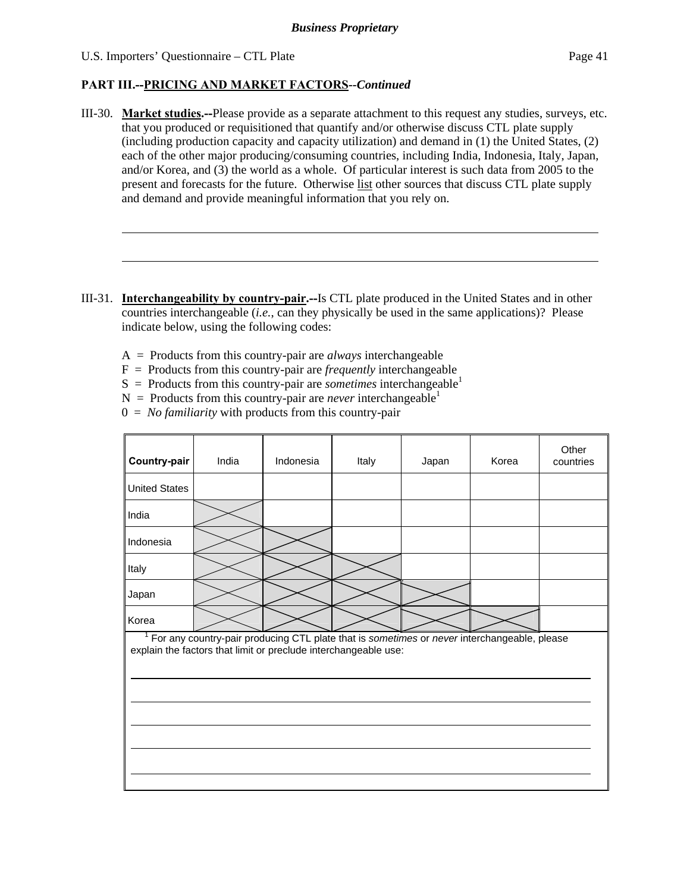**Business Proprietary**

U.S. Importers' Questionnaire – CTL Plate

**PART III.--PRICING AND MARKET FACTORS--*Continued***

III-30. **Market studies.--**Please provide as a separate attachment to this request any studies, surveys, etc. that you produced or requisitioned that quantify and/or otherwise discuss CTL plate supply (including production capacity and capacity utilization) and demand in (1) the United States, (2) each of the other major producing/consuming countries, including India, Indonesia, Italy, Japan, and/or Korea, and (3) the world as a whole. Of particular interest is such data from 2005 to the present and forecasts for the future. Otherwise list other sources that discuss CTL plate supply and demand and provide meaningful information that you rely on.

______________________________________________________________________

______________________________________________________________________

III-31. **Interchangeability by country-pair.--**Is CTL plate produced in the United States and in other countries interchangeable (*i.e.*, can they physically be used in the same applications)? Please indicate below, using the following codes:

A = Products from this country-pair are *always* interchangeable
F = Products from this country-pair are *frequently* interchangeable
S = Products from this country-pair are *sometimes* interchangeable[1]
N = Products from this country-pair are *never* interchangeable[1]
0 = *No familiarity* with products from this country-pair

| **Country-pair** | India | Indonesia | Italy | Japan | Korea | Other countries |
|---|---|---|---|---|---|---|
| United States | | | | | | |
| India | X | | | | | |
| Indonesia | X | X | | | | |
| Italy | X | X | X | | | |
| Japan | X | X | X | X | | |
| Korea | X | X | X | X | X | |

[1] For any country-pair producing CTL plate that is *sometimes* or *never* interchangeable, please explain the factors that limit or preclude interchangeable use:

______________________________________________________________________

______________________________________________________________________

______________________________________________________________________

______________________________________________________________________

______________________________________________________________________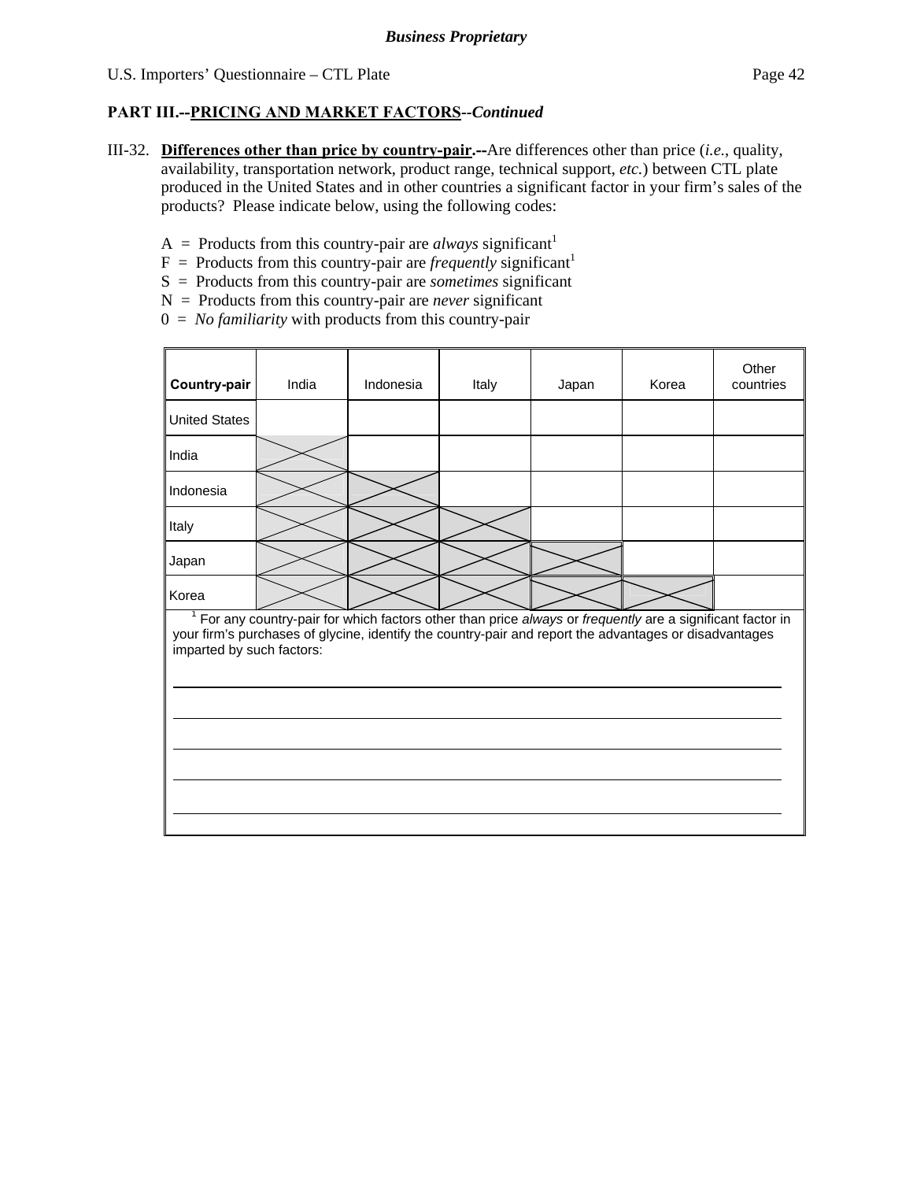*Business Proprietary*

U.S. Importers' Questionnaire – CTL Plate

**PART III.--PRICING AND MARKET FACTORS--*Continued***

III-32. **Differences other than price by country-pair.--**Are differences other than price (*i.e.*, quality, availability, transportation network, product range, technical support, *etc.*) between CTL plate produced in the United States and in other countries a significant factor in your firm's sales of the products? Please indicate below, using the following codes:

A = Products from this country-pair are *always* significant[1]
F = Products from this country-pair are *frequently* significant[1]
S = Products from this country-pair are *sometimes* significant
N = Products from this country-pair are *never* significant
0 = *No familiarity* with products from this country-pair

| Country-pair | India | Indonesia | Italy | Japan | Korea | Other countries |
|---|---|---|---|---|---|---|
| United States | | | | | | |
| India | X | | | | | |
| Indonesia | X | X | | | | |
| Italy | X | X | X | | | |
| Japan | X | X | X | X | | |
| Korea | X | X | X | X | X | |

[1] For any country-pair for which factors other than price *always* or *frequently* are a significant factor in your firm's purchases of glycine, identify the country-pair and report the advantages or disadvantages imparted by such factors:

______________________________________________________________________

______________________________________________________________________

______________________________________________________________________

______________________________________________________________________

______________________________________________________________________